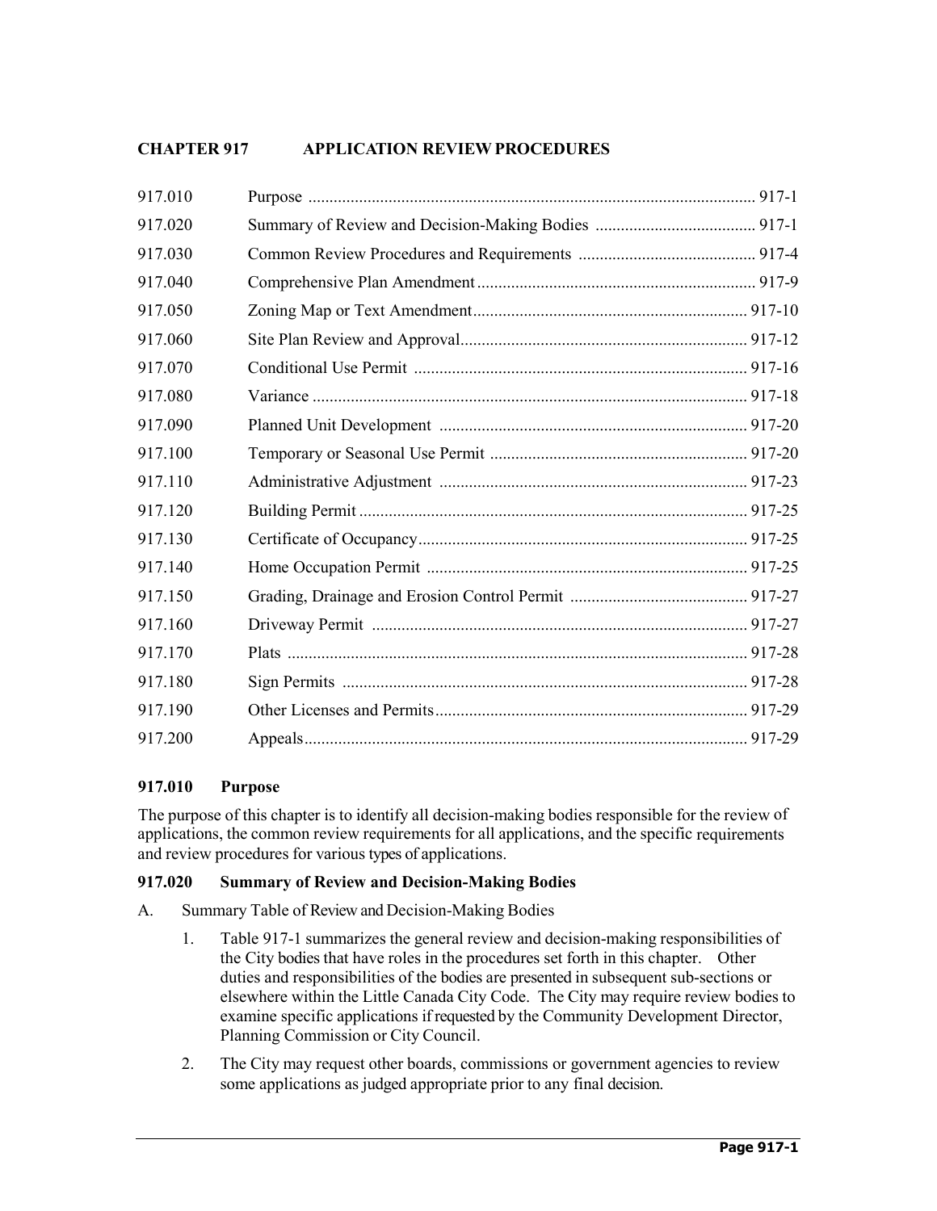# CHAPTER 917 APPLICATION REVIEW PROCEDURES

| | | |
|---|---|---|
| 917.010 | Purpose | 917-1 |
| 917.020 | Summary of Review and Decision-Making Bodies | 917-1 |
| 917.030 | Common Review Procedures and Requirements | 917-4 |
| 917.040 | Comprehensive Plan Amendment | 917-9 |
| 917.050 | Zoning Map or Text Amendment | 917-10 |
| 917.060 | Site Plan Review and Approval | 917-12 |
| 917.070 | Conditional Use Permit | 917-16 |
| 917.080 | Variance | 917-18 |
| 917.090 | Planned Unit Development | 917-20 |
| 917.100 | Temporary or Seasonal Use Permit | 917-20 |
| 917.110 | Administrative Adjustment | 917-23 |
| 917.120 | Building Permit | 917-25 |
| 917.130 | Certificate of Occupancy | 917-25 |
| 917.140 | Home Occupation Permit | 917-25 |
| 917.150 | Grading, Drainage and Erosion Control Permit | 917-27 |
| 917.160 | Driveway Permit | 917-27 |
| 917.170 | Plats | 917-28 |
| 917.180 | Sign Permits | 917-28 |
| 917.190 | Other Licenses and Permits | 917-29 |
| 917.200 | Appeals | 917-29 |

## 917.010 Purpose

The purpose of this chapter is to identify all decision-making bodies responsible for the review of applications, the common review requirements for all applications, and the specific requirements and review procedures for various types of applications.

## 917.020 Summary of Review and Decision-Making Bodies

A. Summary Table of Review and Decision-Making Bodies

1. Table 917-1 summarizes the general review and decision-making responsibilities of the City bodies that have roles in the procedures set forth in this chapter. Other duties and responsibilities of the bodies are presented in subsequent sub-sections or elsewhere within the Little Canada City Code. The City may require review bodies to examine specific applications if requested by the Community Development Director, Planning Commission or City Council.

2. The City may request other boards, commissions or government agencies to review some applications as judged appropriate prior to any final decision.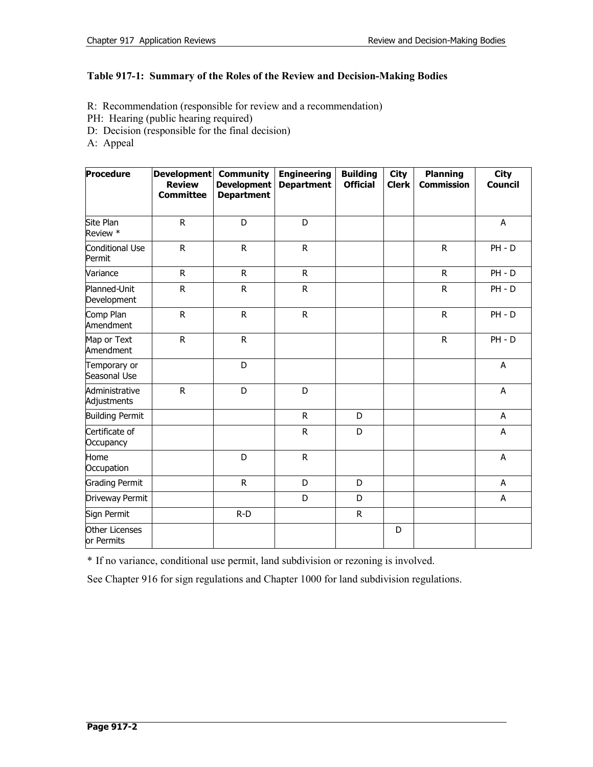### Table 917-1: Summary of the Roles of the Review and Decision-Making Bodies

R: Recommendation (responsible for review and a recommendation)
PH: Hearing (public hearing required)
D: Decision (responsible for the final decision)
A: Appeal

| Procedure | Development Review Committee | Community Development Department | Engineering Department | Building Official | City Clerk | Planning Commission | City Council |
|---|---|---|---|---|---|---|---|
| Site Plan Review * | R | D | D | | | | A |
| Conditional Use Permit | R | R | R | | | R | PH - D |
| Variance | R | R | R | | | R | PH - D |
| Planned-Unit Development | R | R | R | | | R | PH - D |
| Comp Plan Amendment | R | R | R | | | R | PH - D |
| Map or Text Amendment | R | R | | | | R | PH - D |
| Temporary or Seasonal Use | | D | | | | | A |
| Administrative Adjustments | R | D | D | | | | A |
| Building Permit | | | R | D | | | A |
| Certificate of Occupancy | | | R | D | | | A |
| Home Occupation | | D | R | | | | A |
| Grading Permit | | R | D | D | | | A |
| Driveway Permit | | | D | D | | | A |
| Sign Permit | | R-D | | R | | | |
| Other Licenses or Permits | | | | | D | | |

\* If no variance, conditional use permit, land subdivision or rezoning is involved.

See Chapter 916 for sign regulations and Chapter 1000 for land subdivision regulations.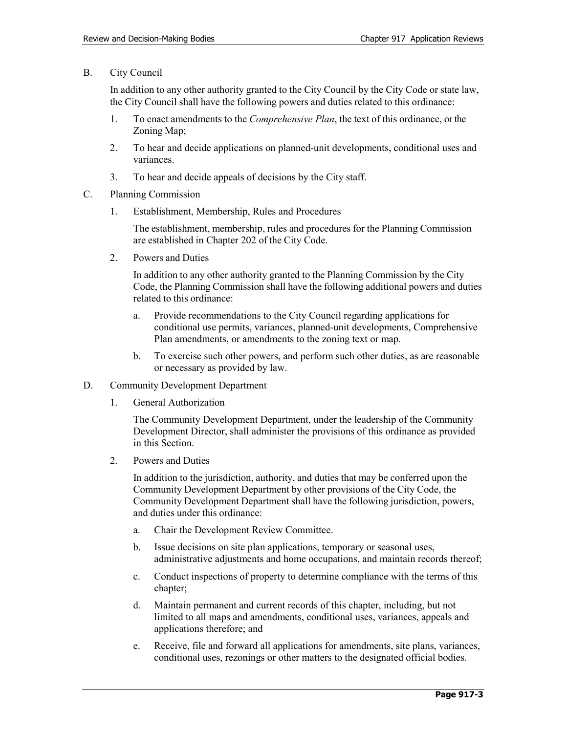B. City Council

In addition to any other authority granted to the City Council by the City Code or state law, the City Council shall have the following powers and duties related to this ordinance:

1. To enact amendments to the *Comprehensive Plan*, the text of this ordinance, or the Zoning Map;
2. To hear and decide applications on planned-unit developments, conditional uses and variances.
3. To hear and decide appeals of decisions by the City staff.

C. Planning Commission

1. Establishment, Membership, Rules and Procedures

   The establishment, membership, rules and procedures for the Planning Commission are established in Chapter 202 of the City Code.

2. Powers and Duties

   In addition to any other authority granted to the Planning Commission by the City Code, the Planning Commission shall have the following additional powers and duties related to this ordinance:

   a. Provide recommendations to the City Council regarding applications for conditional use permits, variances, planned-unit developments, Comprehensive Plan amendments, or amendments to the zoning text or map.

   b. To exercise such other powers, and perform such other duties, as are reasonable or necessary as provided by law.

D. Community Development Department

1. General Authorization

   The Community Development Department, under the leadership of the Community Development Director, shall administer the provisions of this ordinance as provided in this Section.

2. Powers and Duties

   In addition to the jurisdiction, authority, and duties that may be conferred upon the Community Development Department by other provisions of the City Code, the Community Development Department shall have the following jurisdiction, powers, and duties under this ordinance:

   a. Chair the Development Review Committee.

   b. Issue decisions on site plan applications, temporary or seasonal uses, administrative adjustments and home occupations, and maintain records thereof;

   c. Conduct inspections of property to determine compliance with the terms of this chapter;

   d. Maintain permanent and current records of this chapter, including, but not limited to all maps and amendments, conditional uses, variances, appeals and applications therefore; and

   e. Receive, file and forward all applications for amendments, site plans, variances, conditional uses, rezonings or other matters to the designated official bodies.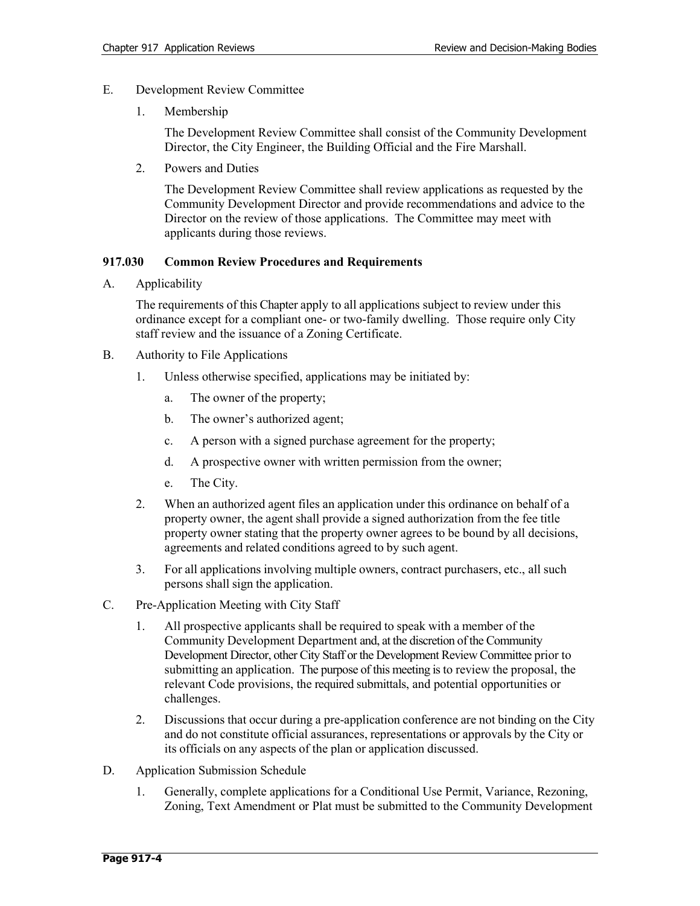E. Development Review Committee

1. Membership

   The Development Review Committee shall consist of the Community Development Director, the City Engineer, the Building Official and the Fire Marshall.

2. Powers and Duties

   The Development Review Committee shall review applications as requested by the Community Development Director and provide recommendations and advice to the Director on the review of those applications. The Committee may meet with applicants during those reviews.

### 917.030 Common Review Procedures and Requirements

A. Applicability

   The requirements of this Chapter apply to all applications subject to review under this ordinance except for a compliant one- or two-family dwelling. Those require only City staff review and the issuance of a Zoning Certificate.

B. Authority to File Applications

1. Unless otherwise specified, applications may be initiated by:

   a. The owner of the property;

   b. The owner's authorized agent;

   c. A person with a signed purchase agreement for the property;

   d. A prospective owner with written permission from the owner;

   e. The City.

2. When an authorized agent files an application under this ordinance on behalf of a property owner, the agent shall provide a signed authorization from the fee title property owner stating that the property owner agrees to be bound by all decisions, agreements and related conditions agreed to by such agent.

3. For all applications involving multiple owners, contract purchasers, etc., all such persons shall sign the application.

C. Pre-Application Meeting with City Staff

1. All prospective applicants shall be required to speak with a member of the Community Development Department and, at the discretion of the Community Development Director, other City Staff or the Development Review Committee prior to submitting an application. The purpose of this meeting is to review the proposal, the relevant Code provisions, the required submittals, and potential opportunities or challenges.

2. Discussions that occur during a pre-application conference are not binding on the City and do not constitute official assurances, representations or approvals by the City or its officials on any aspects of the plan or application discussed.

D. Application Submission Schedule

1. Generally, complete applications for a Conditional Use Permit, Variance, Rezoning, Zoning, Text Amendment or Plat must be submitted to the Community Development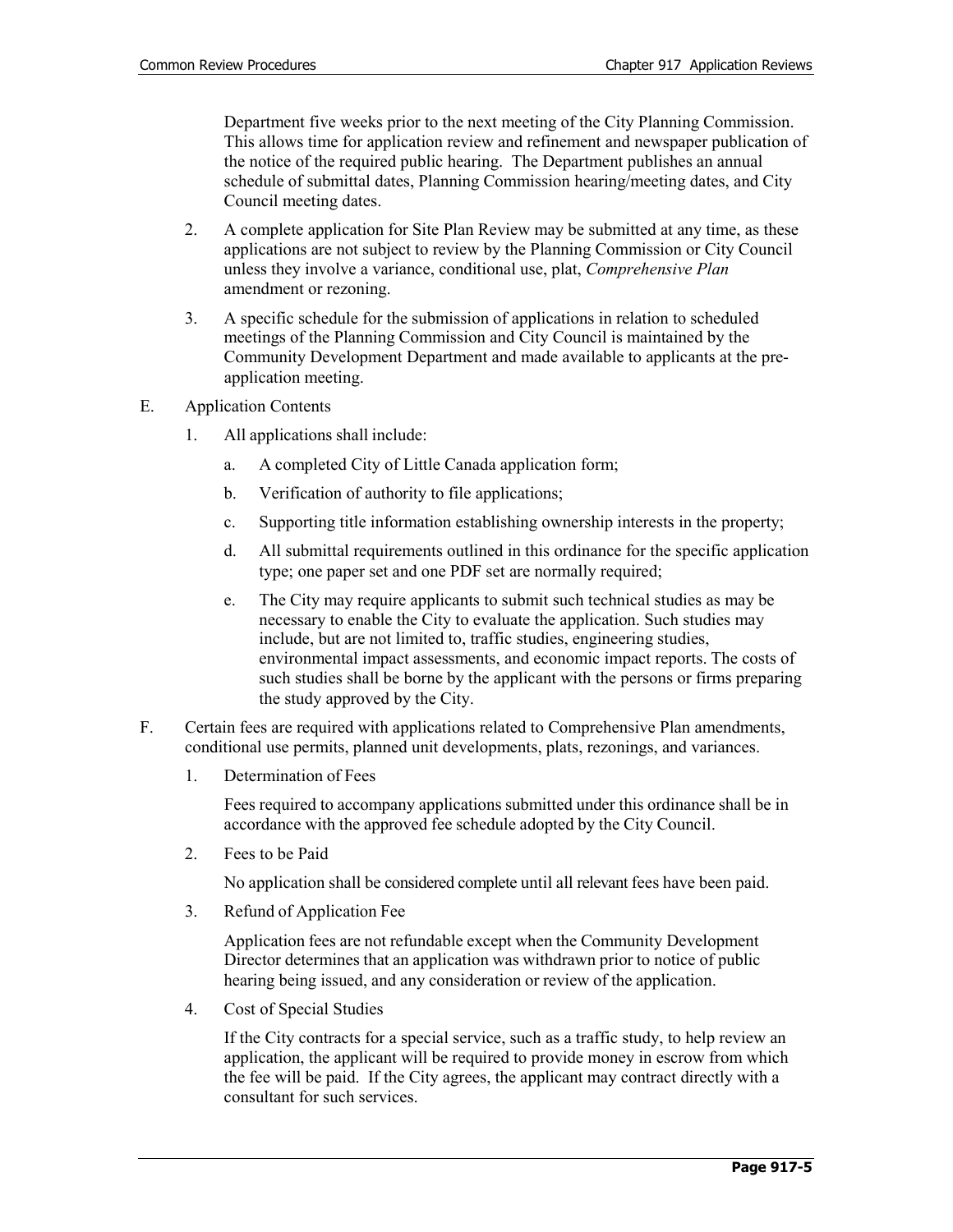Department five weeks prior to the next meeting of the City Planning Commission. This allows time for application review and refinement and newspaper publication of the notice of the required public hearing. The Department publishes an annual schedule of submittal dates, Planning Commission hearing/meeting dates, and City Council meeting dates.

2. A complete application for Site Plan Review may be submitted at any time, as these applications are not subject to review by the Planning Commission or City Council unless they involve a variance, conditional use, plat, *Comprehensive Plan* amendment or rezoning.

3. A specific schedule for the submission of applications in relation to scheduled meetings of the Planning Commission and City Council is maintained by the Community Development Department and made available to applicants at the pre-application meeting.

E. Application Contents

1. All applications shall include:

   a. A completed City of Little Canada application form;

   b. Verification of authority to file applications;

   c. Supporting title information establishing ownership interests in the property;

   d. All submittal requirements outlined in this ordinance for the specific application type; one paper set and one PDF set are normally required;

   e. The City may require applicants to submit such technical studies as may be necessary to enable the City to evaluate the application. Such studies may include, but are not limited to, traffic studies, engineering studies, environmental impact assessments, and economic impact reports. The costs of such studies shall be borne by the applicant with the persons or firms preparing the study approved by the City.

F. Certain fees are required with applications related to Comprehensive Plan amendments, conditional use permits, planned unit developments, plats, rezonings, and variances.

1. Determination of Fees

   Fees required to accompany applications submitted under this ordinance shall be in accordance with the approved fee schedule adopted by the City Council.

2. Fees to be Paid

   No application shall be considered complete until all relevant fees have been paid.

3. Refund of Application Fee

   Application fees are not refundable except when the Community Development Director determines that an application was withdrawn prior to notice of public hearing being issued, and any consideration or review of the application.

4. Cost of Special Studies

   If the City contracts for a special service, such as a traffic study, to help review an application, the applicant will be required to provide money in escrow from which the fee will be paid. If the City agrees, the applicant may contract directly with a consultant for such services.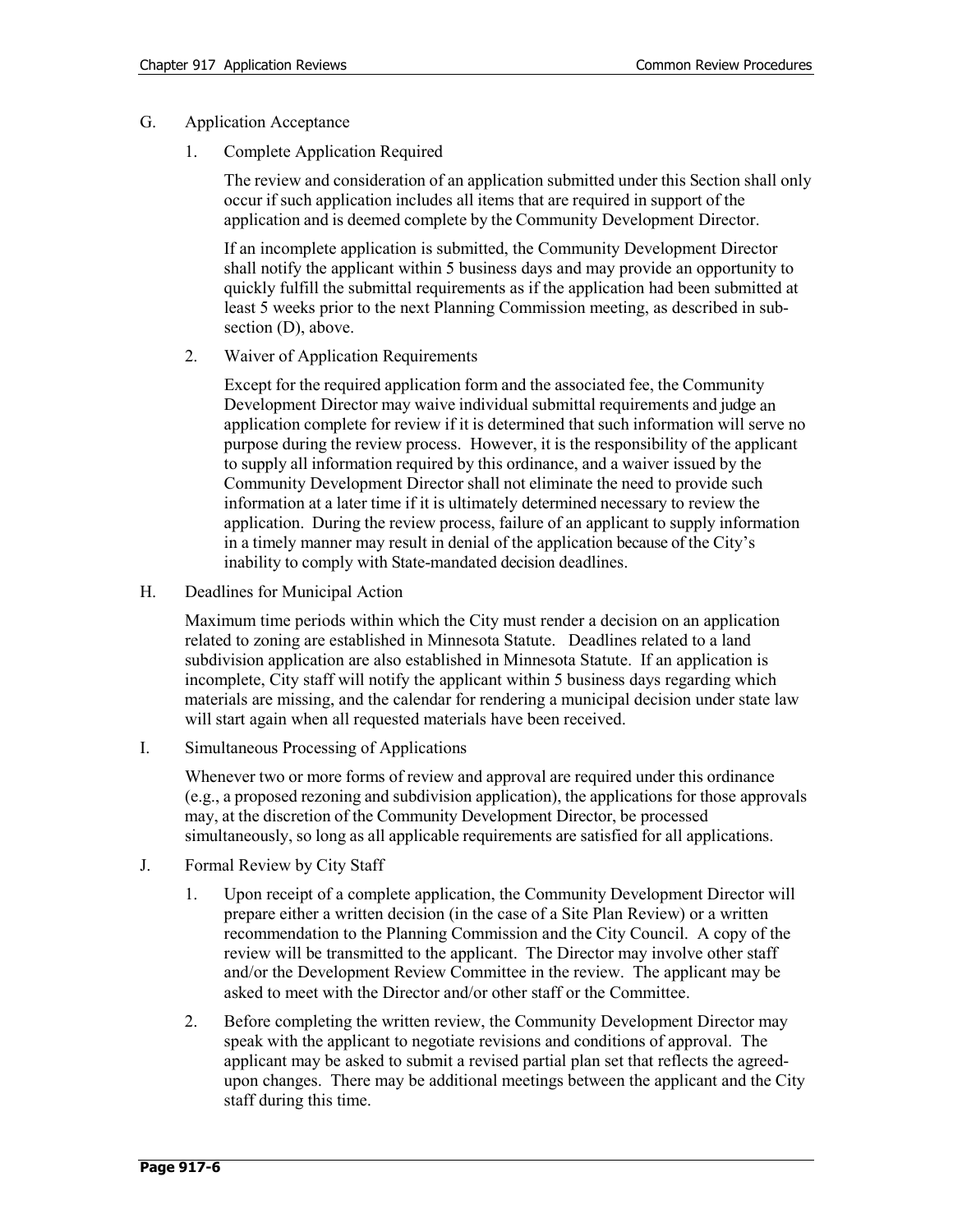G. Application Acceptance

1. Complete Application Required

   The review and consideration of an application submitted under this Section shall only occur if such application includes all items that are required in support of the application and is deemed complete by the Community Development Director.

   If an incomplete application is submitted, the Community Development Director shall notify the applicant within 5 business days and may provide an opportunity to quickly fulfill the submittal requirements as if the application had been submitted at least 5 weeks prior to the next Planning Commission meeting, as described in sub-section (D), above.

2. Waiver of Application Requirements

   Except for the required application form and the associated fee, the Community Development Director may waive individual submittal requirements and judge an application complete for review if it is determined that such information will serve no purpose during the review process. However, it is the responsibility of the applicant to supply all information required by this ordinance, and a waiver issued by the Community Development Director shall not eliminate the need to provide such information at a later time if it is ultimately determined necessary to review the application. During the review process, failure of an applicant to supply information in a timely manner may result in denial of the application because of the City's inability to comply with State-mandated decision deadlines.

H. Deadlines for Municipal Action

Maximum time periods within which the City must render a decision on an application related to zoning are established in Minnesota Statute. Deadlines related to a land subdivision application are also established in Minnesota Statute. If an application is incomplete, City staff will notify the applicant within 5 business days regarding which materials are missing, and the calendar for rendering a municipal decision under state law will start again when all requested materials have been received.

I. Simultaneous Processing of Applications

Whenever two or more forms of review and approval are required under this ordinance (e.g., a proposed rezoning and subdivision application), the applications for those approvals may, at the discretion of the Community Development Director, be processed simultaneously, so long as all applicable requirements are satisfied for all applications.

J. Formal Review by City Staff

1. Upon receipt of a complete application, the Community Development Director will prepare either a written decision (in the case of a Site Plan Review) or a written recommendation to the Planning Commission and the City Council. A copy of the review will be transmitted to the applicant. The Director may involve other staff and/or the Development Review Committee in the review. The applicant may be asked to meet with the Director and/or other staff or the Committee.

2. Before completing the written review, the Community Development Director may speak with the applicant to negotiate revisions and conditions of approval. The applicant may be asked to submit a revised partial plan set that reflects the agreed-upon changes. There may be additional meetings between the applicant and the City staff during this time.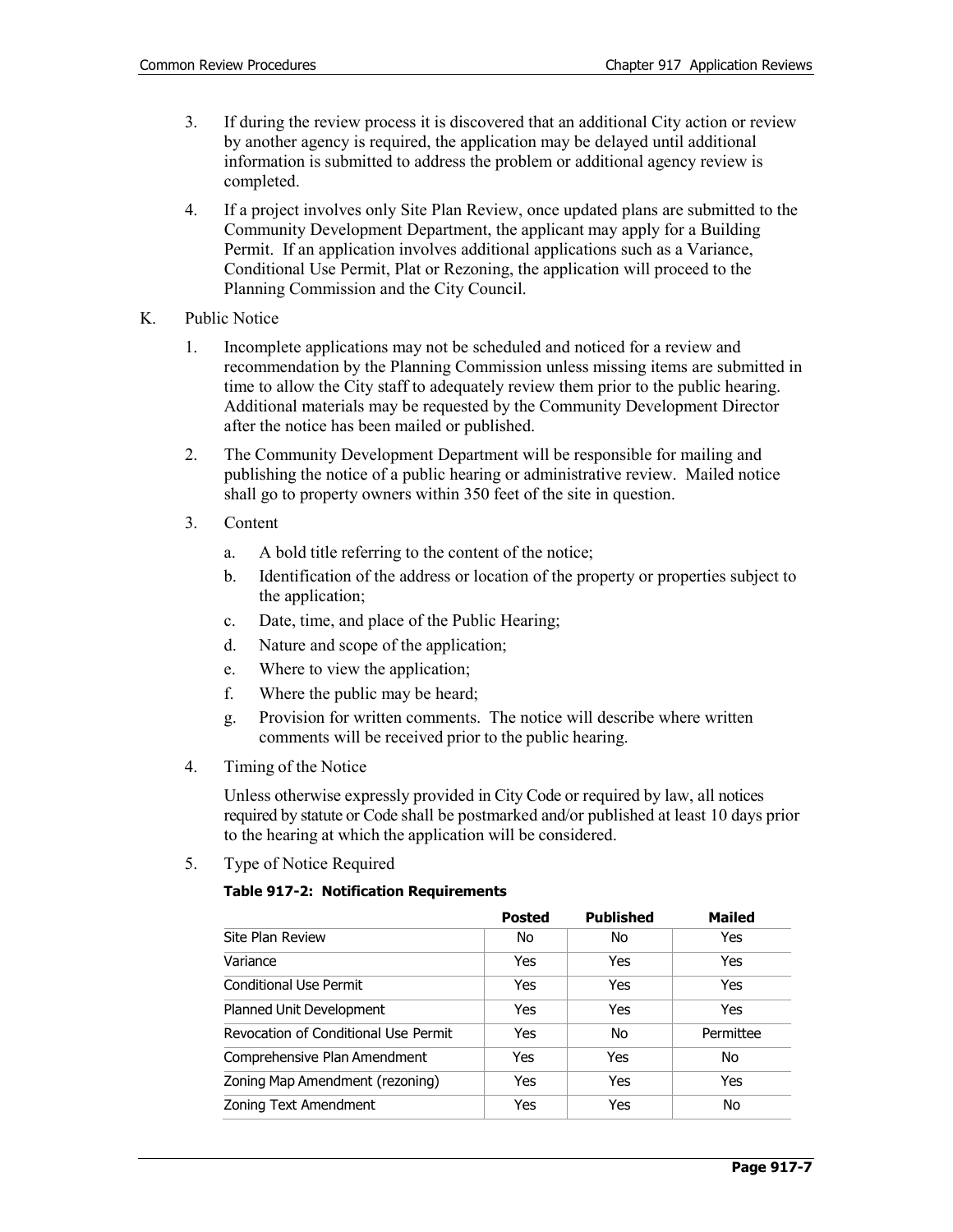3. If during the review process it is discovered that an additional City action or review by another agency is required, the application may be delayed until additional information is submitted to address the problem or additional agency review is completed.

4. If a project involves only Site Plan Review, once updated plans are submitted to the Community Development Department, the applicant may apply for a Building Permit. If an application involves additional applications such as a Variance, Conditional Use Permit, Plat or Rezoning, the application will proceed to the Planning Commission and the City Council.

K. Public Notice

1. Incomplete applications may not be scheduled and noticed for a review and recommendation by the Planning Commission unless missing items are submitted in time to allow the City staff to adequately review them prior to the public hearing. Additional materials may be requested by the Community Development Director after the notice has been mailed or published.

2. The Community Development Department will be responsible for mailing and publishing the notice of a public hearing or administrative review. Mailed notice shall go to property owners within 350 feet of the site in question.

3. Content

   a. A bold title referring to the content of the notice;
   
   b. Identification of the address or location of the property or properties subject to the application;
   
   c. Date, time, and place of the Public Hearing;
   
   d. Nature and scope of the application;
   
   e. Where to view the application;
   
   f. Where the public may be heard;
   
   g. Provision for written comments. The notice will describe where written comments will be received prior to the public hearing.

4. Timing of the Notice

   Unless otherwise expressly provided in City Code or required by law, all notices required by statute or Code shall be postmarked and/or published at least 10 days prior to the hearing at which the application will be considered.

5. Type of Notice Required

**Table 917-2: Notification Requirements**

| | Posted | Published | Mailed |
|---|---|---|---|
| Site Plan Review | No | No | Yes |
| Variance | Yes | Yes | Yes |
| Conditional Use Permit | Yes | Yes | Yes |
| Planned Unit Development | Yes | Yes | Yes |
| Revocation of Conditional Use Permit | Yes | No | Permittee |
| Comprehensive Plan Amendment | Yes | Yes | No |
| Zoning Map Amendment (rezoning) | Yes | Yes | Yes |
| Zoning Text Amendment | Yes | Yes | No |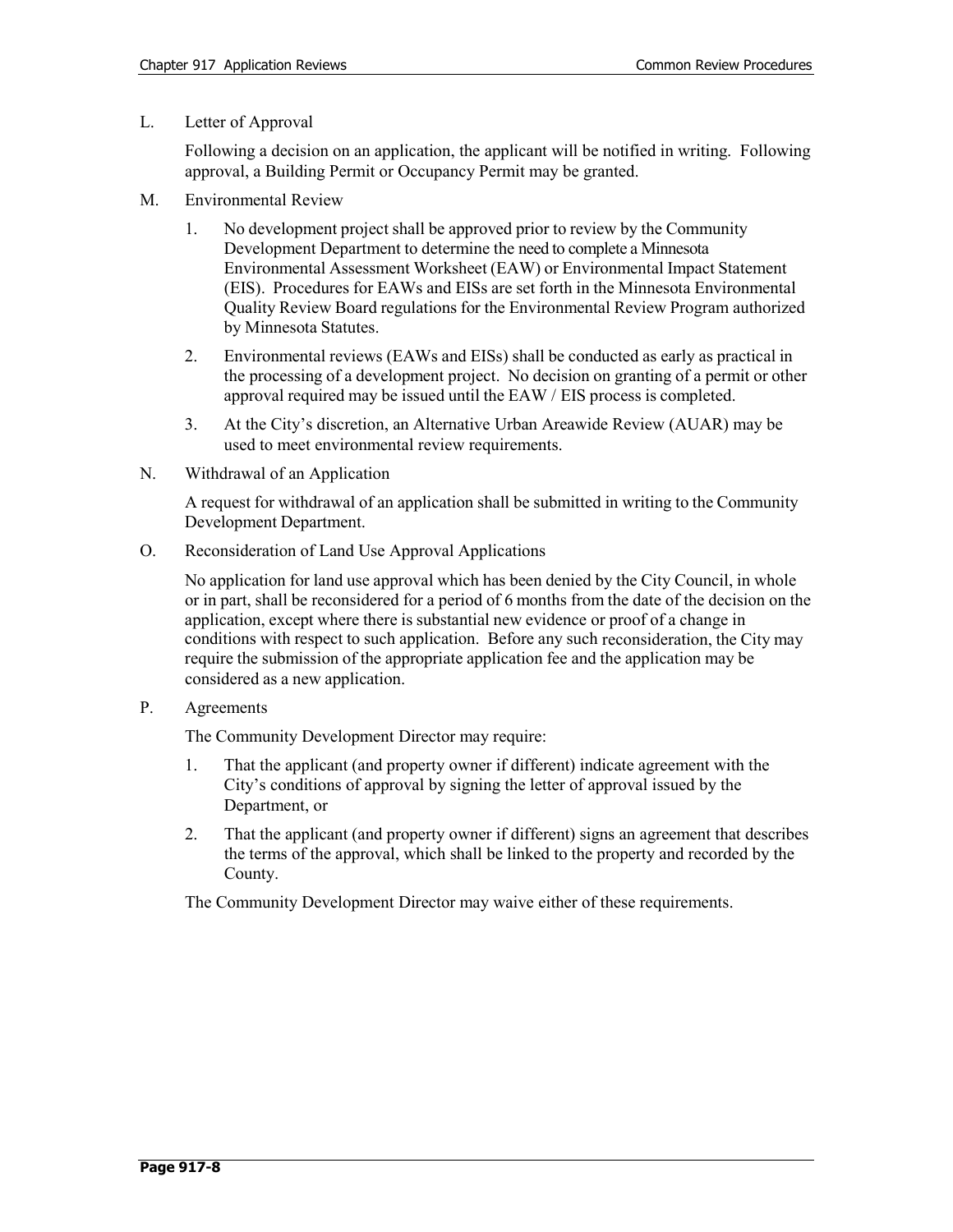L. Letter of Approval

Following a decision on an application, the applicant will be notified in writing. Following approval, a Building Permit or Occupancy Permit may be granted.

M. Environmental Review

1. No development project shall be approved prior to review by the Community Development Department to determine the need to complete a Minnesota Environmental Assessment Worksheet (EAW) or Environmental Impact Statement (EIS). Procedures for EAWs and EISs are set forth in the Minnesota Environmental Quality Review Board regulations for the Environmental Review Program authorized by Minnesota Statutes.
2. Environmental reviews (EAWs and EISs) shall be conducted as early as practical in the processing of a development project. No decision on granting of a permit or other approval required may be issued until the EAW / EIS process is completed.
3. At the City's discretion, an Alternative Urban Areawide Review (AUAR) may be used to meet environmental review requirements.

N. Withdrawal of an Application

A request for withdrawal of an application shall be submitted in writing to the Community Development Department.

O. Reconsideration of Land Use Approval Applications

No application for land use approval which has been denied by the City Council, in whole or in part, shall be reconsidered for a period of 6 months from the date of the decision on the application, except where there is substantial new evidence or proof of a change in conditions with respect to such application. Before any such reconsideration, the City may require the submission of the appropriate application fee and the application may be considered as a new application.

P. Agreements

The Community Development Director may require:

1. That the applicant (and property owner if different) indicate agreement with the City's conditions of approval by signing the letter of approval issued by the Department, or
2. That the applicant (and property owner if different) signs an agreement that describes the terms of the approval, which shall be linked to the property and recorded by the County.

The Community Development Director may waive either of these requirements.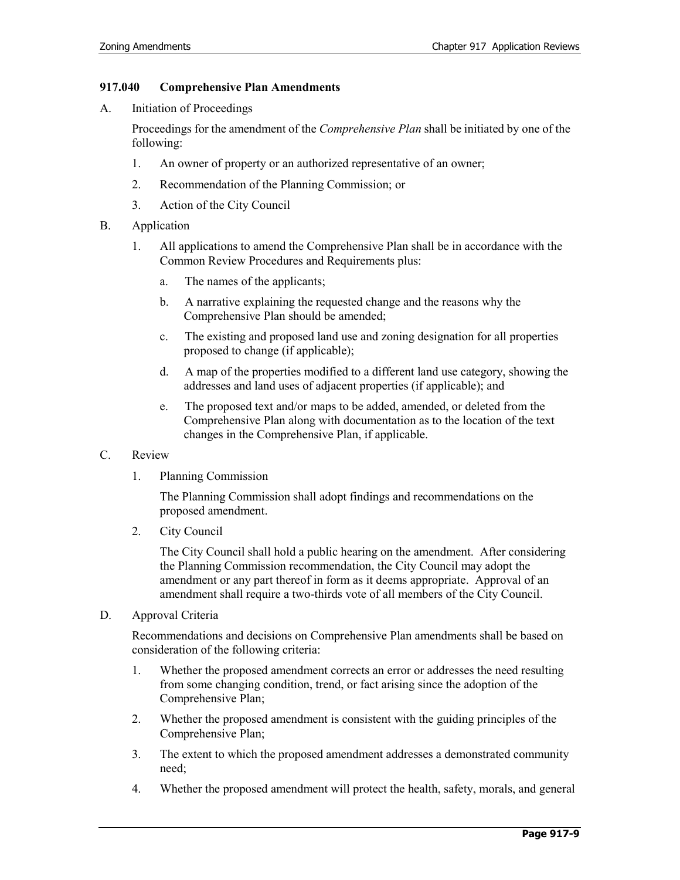### 917.040 Comprehensive Plan Amendments

A. Initiation of Proceedings

Proceedings for the amendment of the *Comprehensive Plan* shall be initiated by one of the following:

1. An owner of property or an authorized representative of an owner;
2. Recommendation of the Planning Commission; or
3. Action of the City Council

B. Application

1. All applications to amend the Comprehensive Plan shall be in accordance with the Common Review Procedures and Requirements plus:
   a. The names of the applicants;
   b. A narrative explaining the requested change and the reasons why the Comprehensive Plan should be amended;
   c. The existing and proposed land use and zoning designation for all properties proposed to change (if applicable);
   d. A map of the properties modified to a different land use category, showing the addresses and land uses of adjacent properties (if applicable); and
   e. The proposed text and/or maps to be added, amended, or deleted from the Comprehensive Plan along with documentation as to the location of the text changes in the Comprehensive Plan, if applicable.

C. Review

1. Planning Commission

   The Planning Commission shall adopt findings and recommendations on the proposed amendment.

2. City Council

   The City Council shall hold a public hearing on the amendment. After considering the Planning Commission recommendation, the City Council may adopt the amendment or any part thereof in form as it deems appropriate. Approval of an amendment shall require a two-thirds vote of all members of the City Council.

D. Approval Criteria

Recommendations and decisions on Comprehensive Plan amendments shall be based on consideration of the following criteria:

1. Whether the proposed amendment corrects an error or addresses the need resulting from some changing condition, trend, or fact arising since the adoption of the Comprehensive Plan;
2. Whether the proposed amendment is consistent with the guiding principles of the Comprehensive Plan;
3. The extent to which the proposed amendment addresses a demonstrated community need;
4. Whether the proposed amendment will protect the health, safety, morals, and general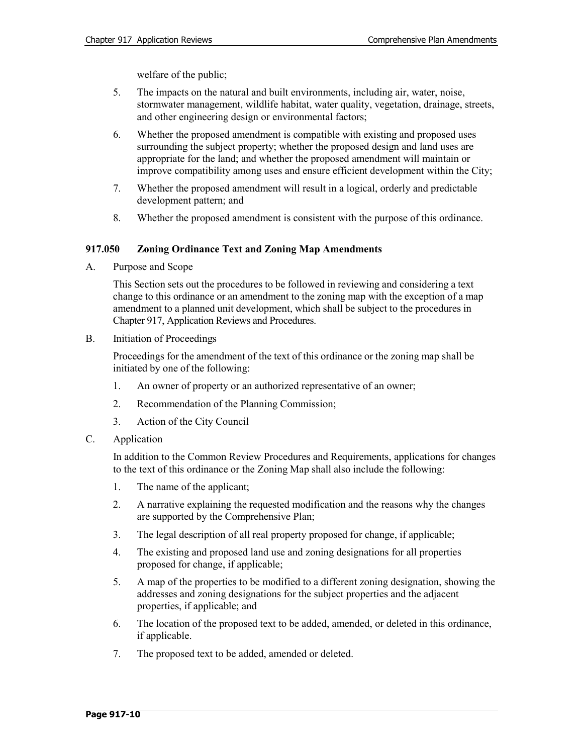welfare of the public;

5. The impacts on the natural and built environments, including air, water, noise, stormwater management, wildlife habitat, water quality, vegetation, drainage, streets, and other engineering design or environmental factors;
6. Whether the proposed amendment is compatible with existing and proposed uses surrounding the subject property; whether the proposed design and land uses are appropriate for the land; and whether the proposed amendment will maintain or improve compatibility among uses and ensure efficient development within the City;
7. Whether the proposed amendment will result in a logical, orderly and predictable development pattern; and
8. Whether the proposed amendment is consistent with the purpose of this ordinance.

### 917.050 Zoning Ordinance Text and Zoning Map Amendments

A. Purpose and Scope

This Section sets out the procedures to be followed in reviewing and considering a text change to this ordinance or an amendment to the zoning map with the exception of a map amendment to a planned unit development, which shall be subject to the procedures in Chapter 917, Application Reviews and Procedures.

B. Initiation of Proceedings

Proceedings for the amendment of the text of this ordinance or the zoning map shall be initiated by one of the following:

1. An owner of property or an authorized representative of an owner;
2. Recommendation of the Planning Commission;
3. Action of the City Council

C. Application

In addition to the Common Review Procedures and Requirements, applications for changes to the text of this ordinance or the Zoning Map shall also include the following:

1. The name of the applicant;
2. A narrative explaining the requested modification and the reasons why the changes are supported by the Comprehensive Plan;
3. The legal description of all real property proposed for change, if applicable;
4. The existing and proposed land use and zoning designations for all properties proposed for change, if applicable;
5. A map of the properties to be modified to a different zoning designation, showing the addresses and zoning designations for the subject properties and the adjacent properties, if applicable; and
6. The location of the proposed text to be added, amended, or deleted in this ordinance, if applicable.
7. The proposed text to be added, amended or deleted.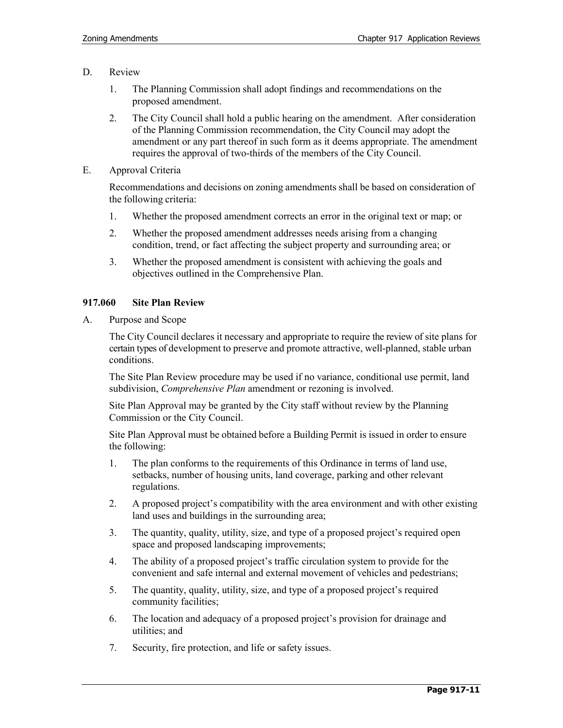D. Review

1. The Planning Commission shall adopt findings and recommendations on the proposed amendment.
2. The City Council shall hold a public hearing on the amendment. After consideration of the Planning Commission recommendation, the City Council may adopt the amendment or any part thereof in such form as it deems appropriate. The amendment requires the approval of two-thirds of the members of the City Council.

E. Approval Criteria

Recommendations and decisions on zoning amendments shall be based on consideration of the following criteria:

1. Whether the proposed amendment corrects an error in the original text or map; or
2. Whether the proposed amendment addresses needs arising from a changing condition, trend, or fact affecting the subject property and surrounding area; or
3. Whether the proposed amendment is consistent with achieving the goals and objectives outlined in the Comprehensive Plan.

### 917.060 Site Plan Review

A. Purpose and Scope

The City Council declares it necessary and appropriate to require the review of site plans for certain types of development to preserve and promote attractive, well-planned, stable urban conditions.

The Site Plan Review procedure may be used if no variance, conditional use permit, land subdivision, *Comprehensive Plan* amendment or rezoning is involved.

Site Plan Approval may be granted by the City staff without review by the Planning Commission or the City Council.

Site Plan Approval must be obtained before a Building Permit is issued in order to ensure the following:

1. The plan conforms to the requirements of this Ordinance in terms of land use, setbacks, number of housing units, land coverage, parking and other relevant regulations.
2. A proposed project's compatibility with the area environment and with other existing land uses and buildings in the surrounding area;
3. The quantity, quality, utility, size, and type of a proposed project's required open space and proposed landscaping improvements;
4. The ability of a proposed project's traffic circulation system to provide for the convenient and safe internal and external movement of vehicles and pedestrians;
5. The quantity, quality, utility, size, and type of a proposed project's required community facilities;
6. The location and adequacy of a proposed project's provision for drainage and utilities; and
7. Security, fire protection, and life or safety issues.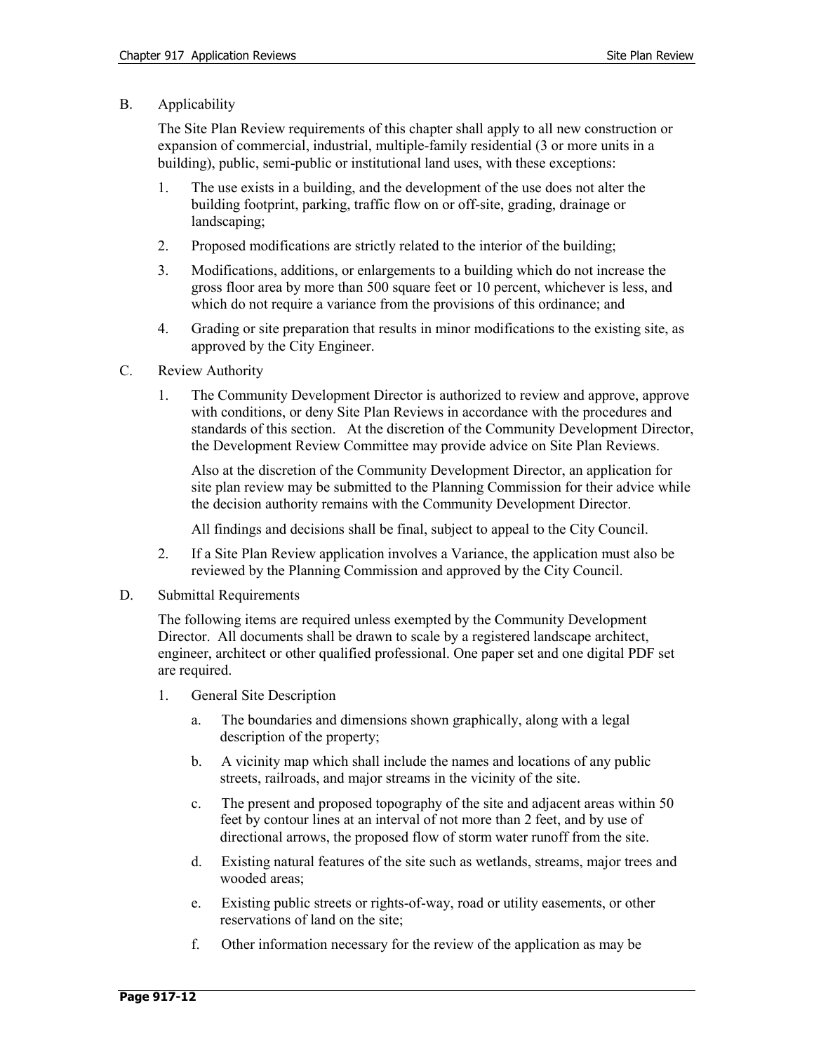B. Applicability

The Site Plan Review requirements of this chapter shall apply to all new construction or expansion of commercial, industrial, multiple-family residential (3 or more units in a building), public, semi-public or institutional land uses, with these exceptions:

1. The use exists in a building, and the development of the use does not alter the building footprint, parking, traffic flow on or off-site, grading, drainage or landscaping;
2. Proposed modifications are strictly related to the interior of the building;
3. Modifications, additions, or enlargements to a building which do not increase the gross floor area by more than 500 square feet or 10 percent, whichever is less, and which do not require a variance from the provisions of this ordinance; and
4. Grading or site preparation that results in minor modifications to the existing site, as approved by the City Engineer.

C. Review Authority

1. The Community Development Director is authorized to review and approve, approve with conditions, or deny Site Plan Reviews in accordance with the procedures and standards of this section. At the discretion of the Community Development Director, the Development Review Committee may provide advice on Site Plan Reviews.

   Also at the discretion of the Community Development Director, an application for site plan review may be submitted to the Planning Commission for their advice while the decision authority remains with the Community Development Director.

   All findings and decisions shall be final, subject to appeal to the City Council.

2. If a Site Plan Review application involves a Variance, the application must also be reviewed by the Planning Commission and approved by the City Council.

D. Submittal Requirements

The following items are required unless exempted by the Community Development Director. All documents shall be drawn to scale by a registered landscape architect, engineer, architect or other qualified professional. One paper set and one digital PDF set are required.

1. General Site Description
   a. The boundaries and dimensions shown graphically, along with a legal description of the property;
   b. A vicinity map which shall include the names and locations of any public streets, railroads, and major streams in the vicinity of the site.
   c. The present and proposed topography of the site and adjacent areas within 50 feet by contour lines at an interval of not more than 2 feet, and by use of directional arrows, the proposed flow of storm water runoff from the site.
   d. Existing natural features of the site such as wetlands, streams, major trees and wooded areas;
   e. Existing public streets or rights-of-way, road or utility easements, or other reservations of land on the site;
   f. Other information necessary for the review of the application as may be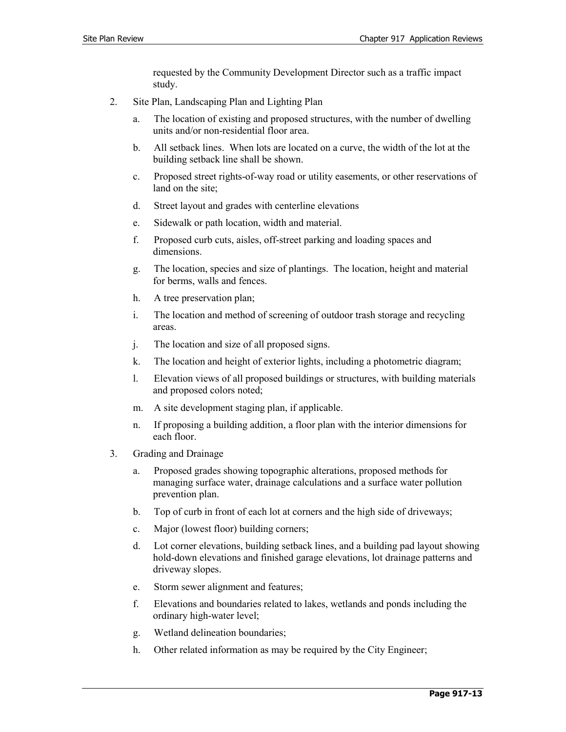requested by the Community Development Director such as a traffic impact study.

2. Site Plan, Landscaping Plan and Lighting Plan

    a. The location of existing and proposed structures, with the number of dwelling units and/or non-residential floor area.

    b. All setback lines. When lots are located on a curve, the width of the lot at the building setback line shall be shown.

    c. Proposed street rights-of-way road or utility easements, or other reservations of land on the site;

    d. Street layout and grades with centerline elevations

    e. Sidewalk or path location, width and material.

    f. Proposed curb cuts, aisles, off-street parking and loading spaces and dimensions.

    g. The location, species and size of plantings. The location, height and material for berms, walls and fences.

    h. A tree preservation plan;

    i. The location and method of screening of outdoor trash storage and recycling areas.

    j. The location and size of all proposed signs.

    k. The location and height of exterior lights, including a photometric diagram;

    l. Elevation views of all proposed buildings or structures, with building materials and proposed colors noted;

    m. A site development staging plan, if applicable.

    n. If proposing a building addition, a floor plan with the interior dimensions for each floor.

3. Grading and Drainage

    a. Proposed grades showing topographic alterations, proposed methods for managing surface water, drainage calculations and a surface water pollution prevention plan.

    b. Top of curb in front of each lot at corners and the high side of driveways;

    c. Major (lowest floor) building corners;

    d. Lot corner elevations, building setback lines, and a building pad layout showing hold-down elevations and finished garage elevations, lot drainage patterns and driveway slopes.

    e. Storm sewer alignment and features;

    f. Elevations and boundaries related to lakes, wetlands and ponds including the ordinary high-water level;

    g. Wetland delineation boundaries;

    h. Other related information as may be required by the City Engineer;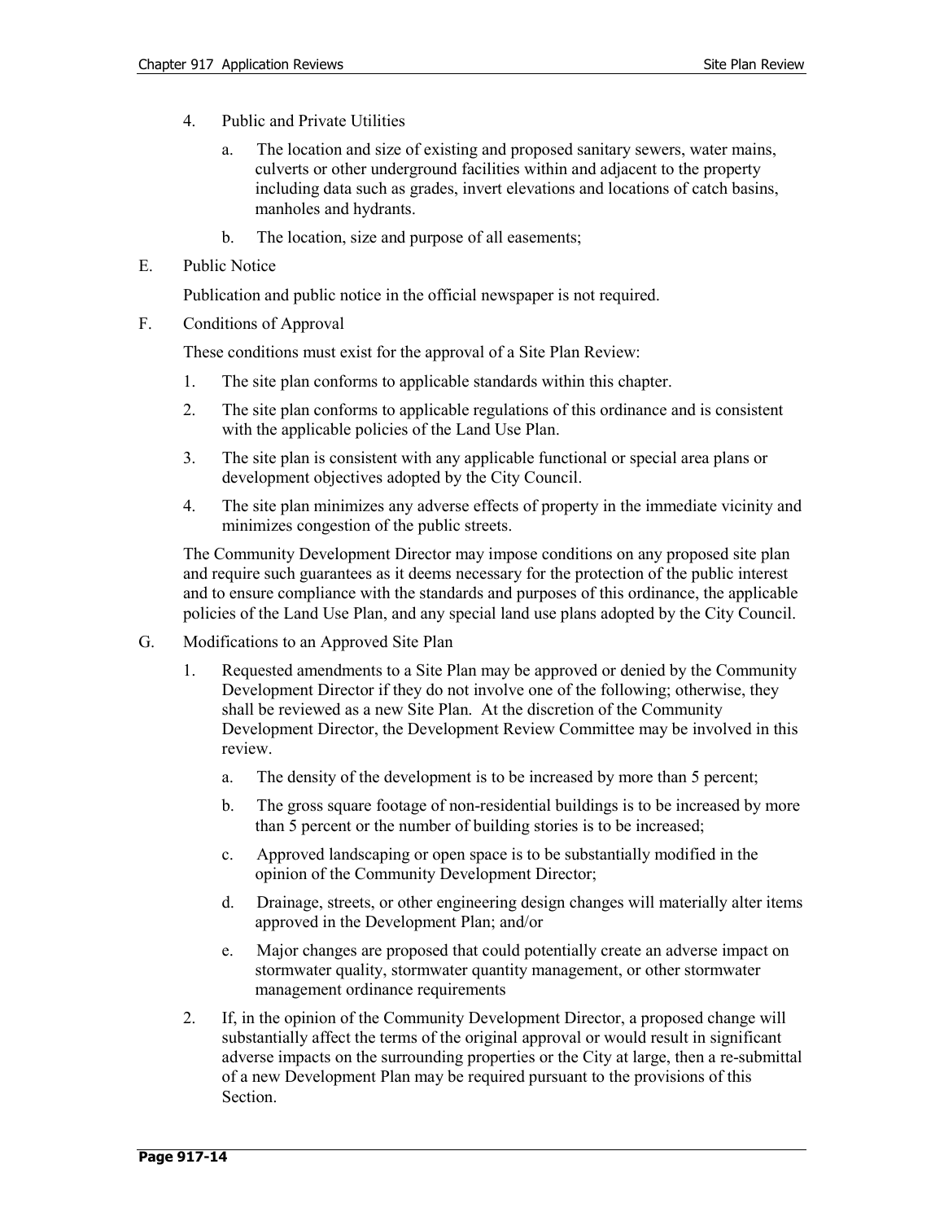4. Public and Private Utilities

   a. The location and size of existing and proposed sanitary sewers, water mains, culverts or other underground facilities within and adjacent to the property including data such as grades, invert elevations and locations of catch basins, manholes and hydrants.

   b. The location, size and purpose of all easements;

E. Public Notice

   Publication and public notice in the official newspaper is not required.

F. Conditions of Approval

   These conditions must exist for the approval of a Site Plan Review:

   1. The site plan conforms to applicable standards within this chapter.

   2. The site plan conforms to applicable regulations of this ordinance and is consistent with the applicable policies of the Land Use Plan.

   3. The site plan is consistent with any applicable functional or special area plans or development objectives adopted by the City Council.

   4. The site plan minimizes any adverse effects of property in the immediate vicinity and minimizes congestion of the public streets.

   The Community Development Director may impose conditions on any proposed site plan and require such guarantees as it deems necessary for the protection of the public interest and to ensure compliance with the standards and purposes of this ordinance, the applicable policies of the Land Use Plan, and any special land use plans adopted by the City Council.

G. Modifications to an Approved Site Plan

   1. Requested amendments to a Site Plan may be approved or denied by the Community Development Director if they do not involve one of the following; otherwise, they shall be reviewed as a new Site Plan. At the discretion of the Community Development Director, the Development Review Committee may be involved in this review.

      a. The density of the development is to be increased by more than 5 percent;

      b. The gross square footage of non-residential buildings is to be increased by more than 5 percent or the number of building stories is to be increased;

      c. Approved landscaping or open space is to be substantially modified in the opinion of the Community Development Director;

      d. Drainage, streets, or other engineering design changes will materially alter items approved in the Development Plan; and/or

      e. Major changes are proposed that could potentially create an adverse impact on stormwater quality, stormwater quantity management, or other stormwater management ordinance requirements

   2. If, in the opinion of the Community Development Director, a proposed change will substantially affect the terms of the original approval or would result in significant adverse impacts on the surrounding properties or the City at large, then a re-submittal of a new Development Plan may be required pursuant to the provisions of this Section.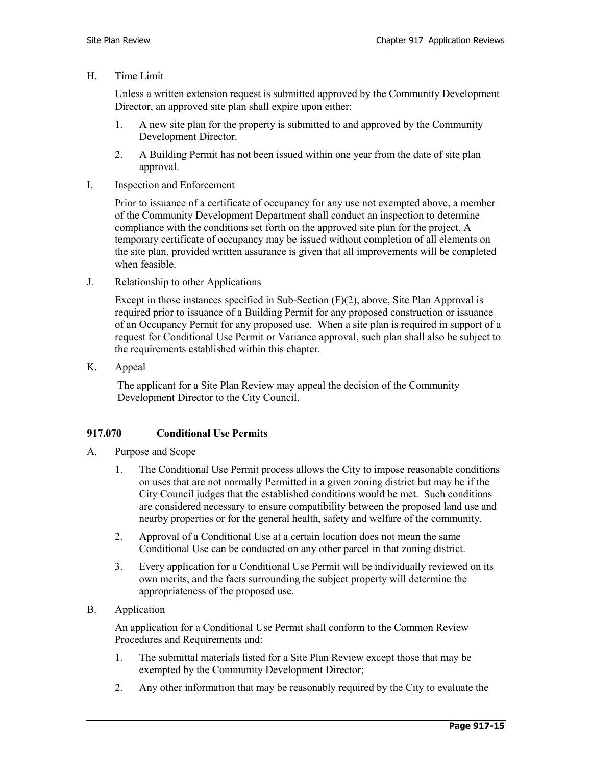H. Time Limit

Unless a written extension request is submitted approved by the Community Development Director, an approved site plan shall expire upon either:

1. A new site plan for the property is submitted to and approved by the Community Development Director.
2. A Building Permit has not been issued within one year from the date of site plan approval.

I. Inspection and Enforcement

Prior to issuance of a certificate of occupancy for any use not exempted above, a member of the Community Development Department shall conduct an inspection to determine compliance with the conditions set forth on the approved site plan for the project. A temporary certificate of occupancy may be issued without completion of all elements on the site plan, provided written assurance is given that all improvements will be completed when feasible.

J. Relationship to other Applications

Except in those instances specified in Sub-Section (F)(2), above, Site Plan Approval is required prior to issuance of a Building Permit for any proposed construction or issuance of an Occupancy Permit for any proposed use. When a site plan is required in support of a request for Conditional Use Permit or Variance approval, such plan shall also be subject to the requirements established within this chapter.

K. Appeal

The applicant for a Site Plan Review may appeal the decision of the Community Development Director to the City Council.

## 917.070 Conditional Use Permits

A. Purpose and Scope

1. The Conditional Use Permit process allows the City to impose reasonable conditions on uses that are not normally Permitted in a given zoning district but may be if the City Council judges that the established conditions would be met. Such conditions are considered necessary to ensure compatibility between the proposed land use and nearby properties or for the general health, safety and welfare of the community.
2. Approval of a Conditional Use at a certain location does not mean the same Conditional Use can be conducted on any other parcel in that zoning district.
3. Every application for a Conditional Use Permit will be individually reviewed on its own merits, and the facts surrounding the subject property will determine the appropriateness of the proposed use.

B. Application

An application for a Conditional Use Permit shall conform to the Common Review Procedures and Requirements and:

1. The submittal materials listed for a Site Plan Review except those that may be exempted by the Community Development Director;
2. Any other information that may be reasonably required by the City to evaluate the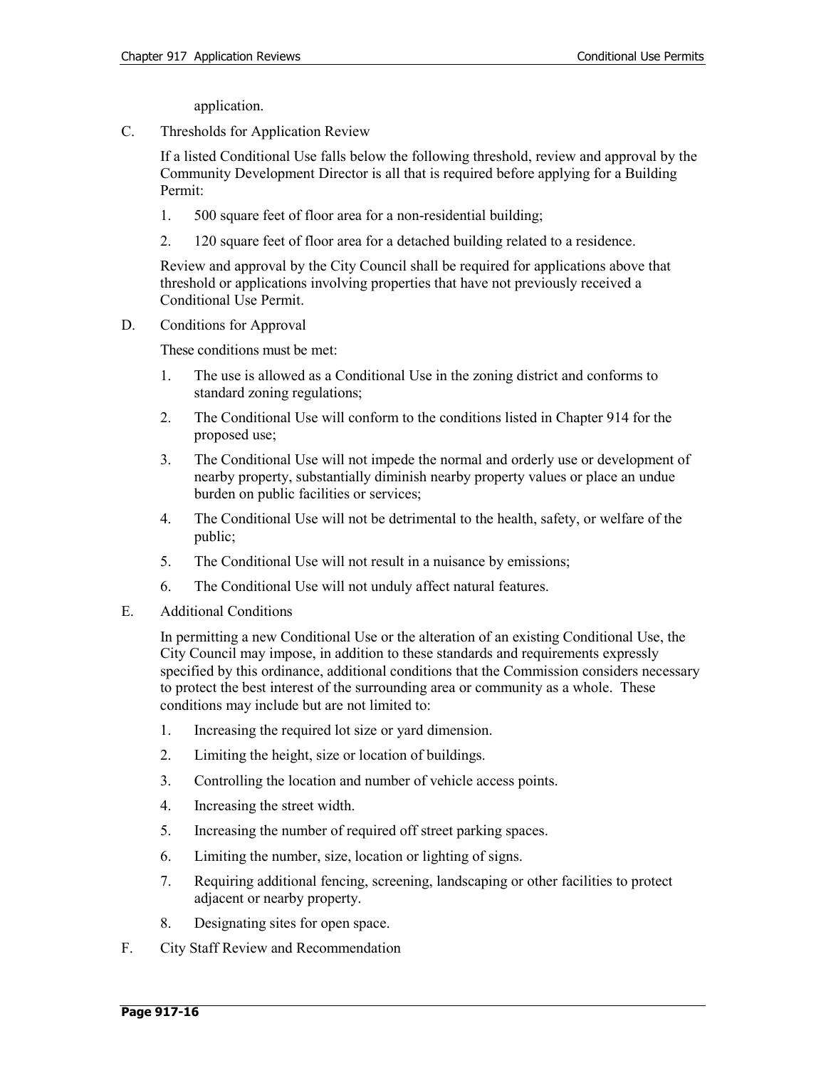application.

C. Thresholds for Application Review

If a listed Conditional Use falls below the following threshold, review and approval by the Community Development Director is all that is required before applying for a Building Permit:

1. 500 square feet of floor area for a non-residential building;
2. 120 square feet of floor area for a detached building related to a residence.

Review and approval by the City Council shall be required for applications above that threshold or applications involving properties that have not previously received a Conditional Use Permit.

D. Conditions for Approval

These conditions must be met:

1. The use is allowed as a Conditional Use in the zoning district and conforms to standard zoning regulations;
2. The Conditional Use will conform to the conditions listed in Chapter 914 for the proposed use;
3. The Conditional Use will not impede the normal and orderly use or development of nearby property, substantially diminish nearby property values or place an undue burden on public facilities or services;
4. The Conditional Use will not be detrimental to the health, safety, or welfare of the public;
5. The Conditional Use will not result in a nuisance by emissions;
6. The Conditional Use will not unduly affect natural features.

E. Additional Conditions

In permitting a new Conditional Use or the alteration of an existing Conditional Use, the City Council may impose, in addition to these standards and requirements expressly specified by this ordinance, additional conditions that the Commission considers necessary to protect the best interest of the surrounding area or community as a whole. These conditions may include but are not limited to:

1. Increasing the required lot size or yard dimension.
2. Limiting the height, size or location of buildings.
3. Controlling the location and number of vehicle access points.
4. Increasing the street width.
5. Increasing the number of required off street parking spaces.
6. Limiting the number, size, location or lighting of signs.
7. Requiring additional fencing, screening, landscaping or other facilities to protect adjacent or nearby property.
8. Designating sites for open space.

F. City Staff Review and Recommendation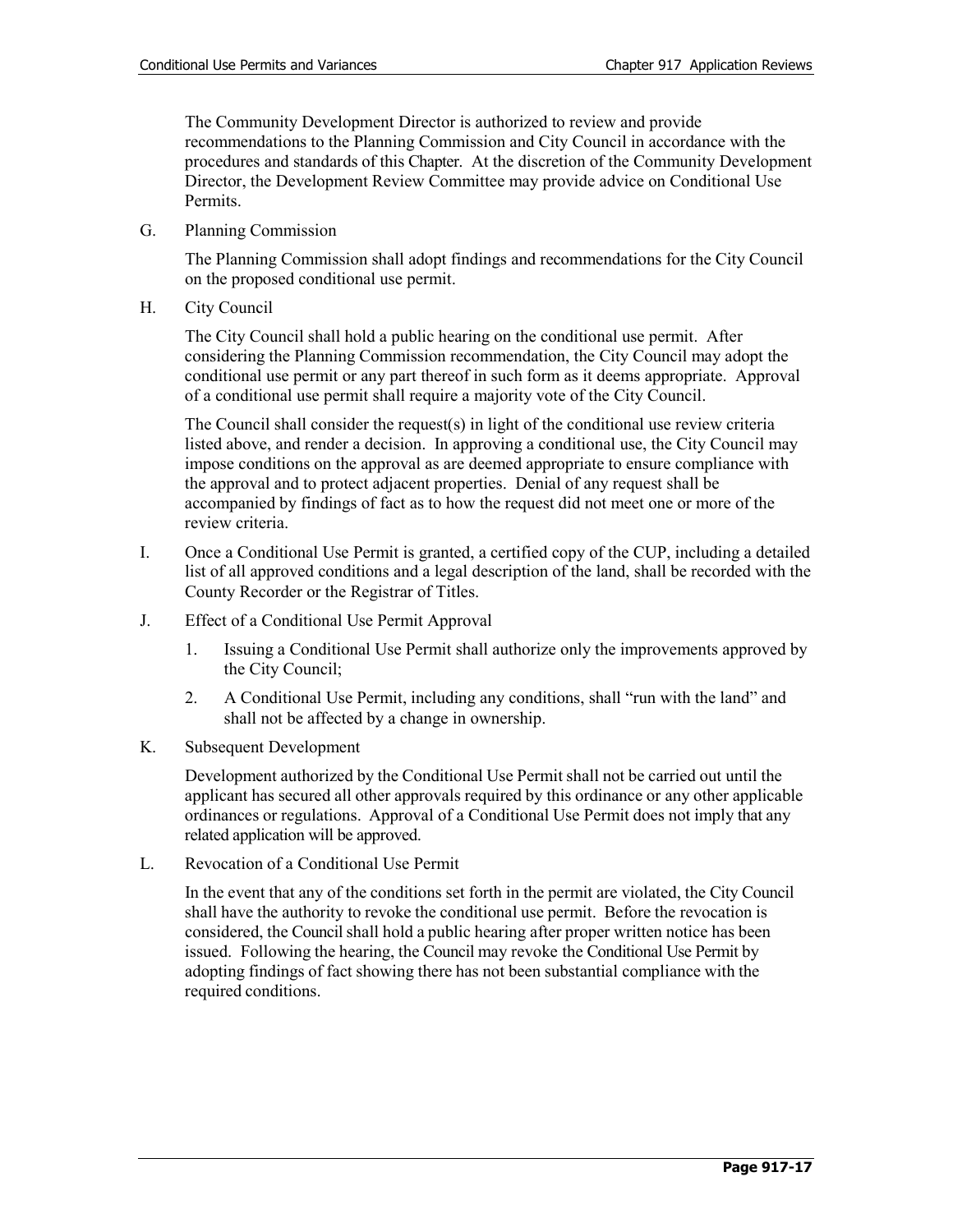The Community Development Director is authorized to review and provide recommendations to the Planning Commission and City Council in accordance with the procedures and standards of this Chapter. At the discretion of the Community Development Director, the Development Review Committee may provide advice on Conditional Use Permits.

G. Planning Commission

The Planning Commission shall adopt findings and recommendations for the City Council on the proposed conditional use permit.

H. City Council

The City Council shall hold a public hearing on the conditional use permit. After considering the Planning Commission recommendation, the City Council may adopt the conditional use permit or any part thereof in such form as it deems appropriate. Approval of a conditional use permit shall require a majority vote of the City Council.

The Council shall consider the request(s) in light of the conditional use review criteria listed above, and render a decision. In approving a conditional use, the City Council may impose conditions on the approval as are deemed appropriate to ensure compliance with the approval and to protect adjacent properties. Denial of any request shall be accompanied by findings of fact as to how the request did not meet one or more of the review criteria.

I. Once a Conditional Use Permit is granted, a certified copy of the CUP, including a detailed list of all approved conditions and a legal description of the land, shall be recorded with the County Recorder or the Registrar of Titles.

J. Effect of a Conditional Use Permit Approval

1. Issuing a Conditional Use Permit shall authorize only the improvements approved by the City Council;
2. A Conditional Use Permit, including any conditions, shall "run with the land" and shall not be affected by a change in ownership.

K. Subsequent Development

Development authorized by the Conditional Use Permit shall not be carried out until the applicant has secured all other approvals required by this ordinance or any other applicable ordinances or regulations. Approval of a Conditional Use Permit does not imply that any related application will be approved.

L. Revocation of a Conditional Use Permit

In the event that any of the conditions set forth in the permit are violated, the City Council shall have the authority to revoke the conditional use permit. Before the revocation is considered, the Council shall hold a public hearing after proper written notice has been issued. Following the hearing, the Council may revoke the Conditional Use Permit by adopting findings of fact showing there has not been substantial compliance with the required conditions.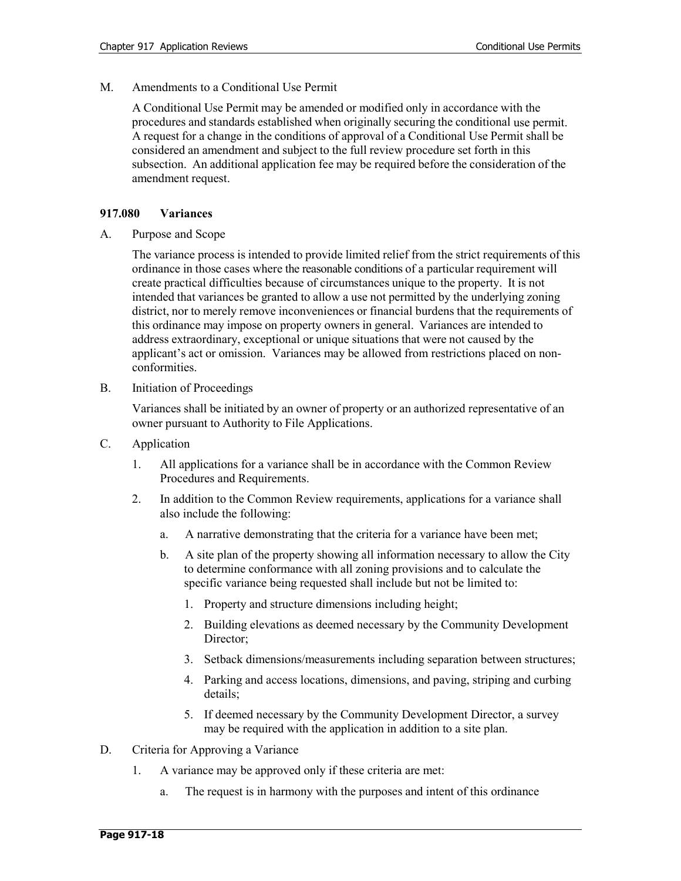M. Amendments to a Conditional Use Permit

A Conditional Use Permit may be amended or modified only in accordance with the procedures and standards established when originally securing the conditional use permit. A request for a change in the conditions of approval of a Conditional Use Permit shall be considered an amendment and subject to the full review procedure set forth in this subsection. An additional application fee may be required before the consideration of the amendment request.

## 917.080 Variances

A. Purpose and Scope

The variance process is intended to provide limited relief from the strict requirements of this ordinance in those cases where the reasonable conditions of a particular requirement will create practical difficulties because of circumstances unique to the property. It is not intended that variances be granted to allow a use not permitted by the underlying zoning district, nor to merely remove inconveniences or financial burdens that the requirements of this ordinance may impose on property owners in general. Variances are intended to address extraordinary, exceptional or unique situations that were not caused by the applicant's act or omission. Variances may be allowed from restrictions placed on non-conformities.

B. Initiation of Proceedings

Variances shall be initiated by an owner of property or an authorized representative of an owner pursuant to Authority to File Applications.

C. Application

1. All applications for a variance shall be in accordance with the Common Review Procedures and Requirements.
2. In addition to the Common Review requirements, applications for a variance shall also include the following:
   a. A narrative demonstrating that the criteria for a variance have been met;
   b. A site plan of the property showing all information necessary to allow the City to determine conformance with all zoning provisions and to calculate the specific variance being requested shall include but not be limited to:
      1. Property and structure dimensions including height;
      2. Building elevations as deemed necessary by the Community Development Director;
      3. Setback dimensions/measurements including separation between structures;
      4. Parking and access locations, dimensions, and paving, striping and curbing details;
      5. If deemed necessary by the Community Development Director, a survey may be required with the application in addition to a site plan.

D. Criteria for Approving a Variance

1. A variance may be approved only if these criteria are met:
   a. The request is in harmony with the purposes and intent of this ordinance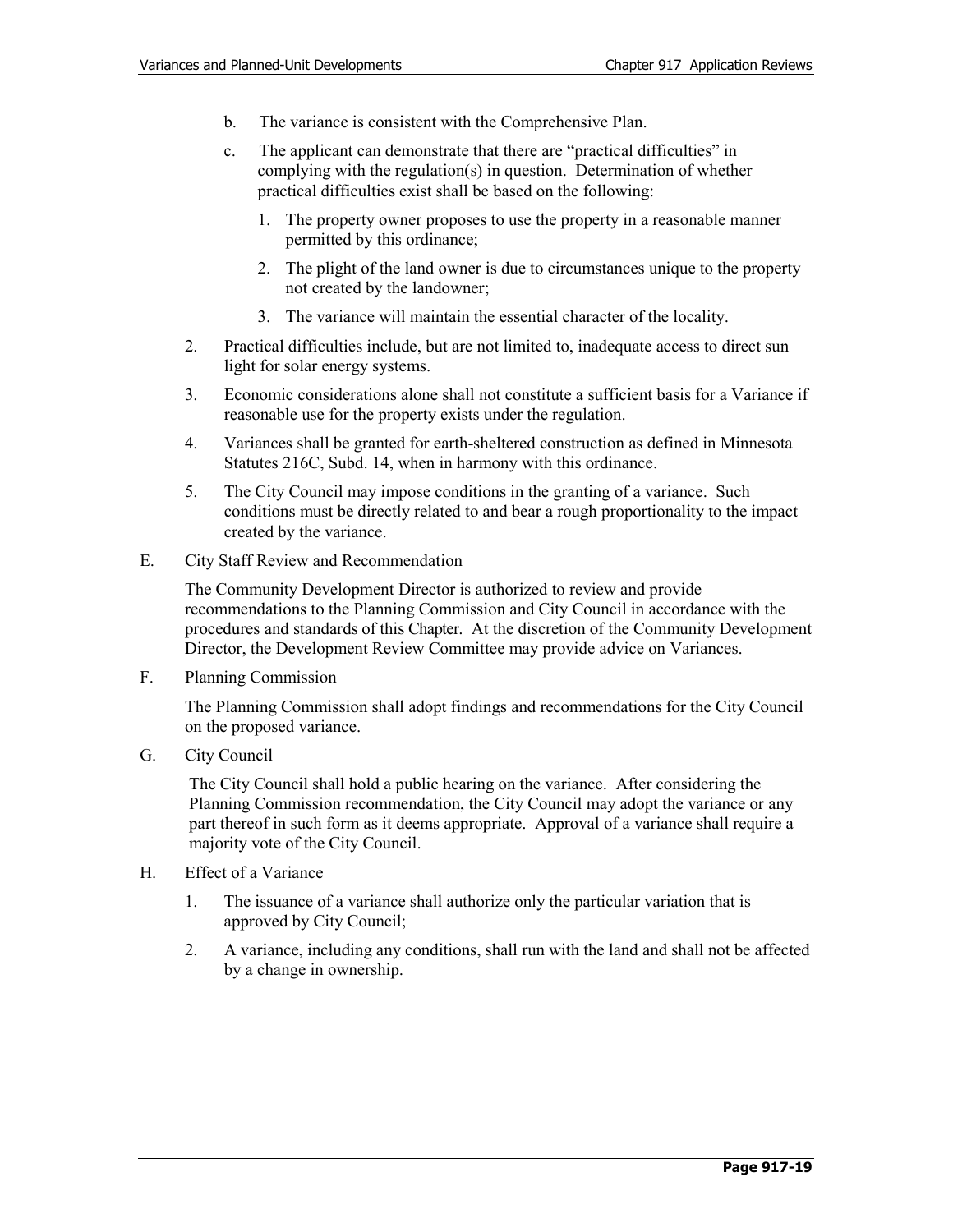b. The variance is consistent with the Comprehensive Plan.

c. The applicant can demonstrate that there are "practical difficulties" in complying with the regulation(s) in question. Determination of whether practical difficulties exist shall be based on the following:

   1. The property owner proposes to use the property in a reasonable manner permitted by this ordinance;

   2. The plight of the land owner is due to circumstances unique to the property not created by the landowner;

   3. The variance will maintain the essential character of the locality.

2. Practical difficulties include, but are not limited to, inadequate access to direct sun light for solar energy systems.

3. Economic considerations alone shall not constitute a sufficient basis for a Variance if reasonable use for the property exists under the regulation.

4. Variances shall be granted for earth-sheltered construction as defined in Minnesota Statutes 216C, Subd. 14, when in harmony with this ordinance.

5. The City Council may impose conditions in the granting of a variance. Such conditions must be directly related to and bear a rough proportionality to the impact created by the variance.

E. City Staff Review and Recommendation

The Community Development Director is authorized to review and provide recommendations to the Planning Commission and City Council in accordance with the procedures and standards of this Chapter. At the discretion of the Community Development Director, the Development Review Committee may provide advice on Variances.

F. Planning Commission

The Planning Commission shall adopt findings and recommendations for the City Council on the proposed variance.

G. City Council

The City Council shall hold a public hearing on the variance. After considering the Planning Commission recommendation, the City Council may adopt the variance or any part thereof in such form as it deems appropriate. Approval of a variance shall require a majority vote of the City Council.

H. Effect of a Variance

1. The issuance of a variance shall authorize only the particular variation that is approved by City Council;

2. A variance, including any conditions, shall run with the land and shall not be affected by a change in ownership.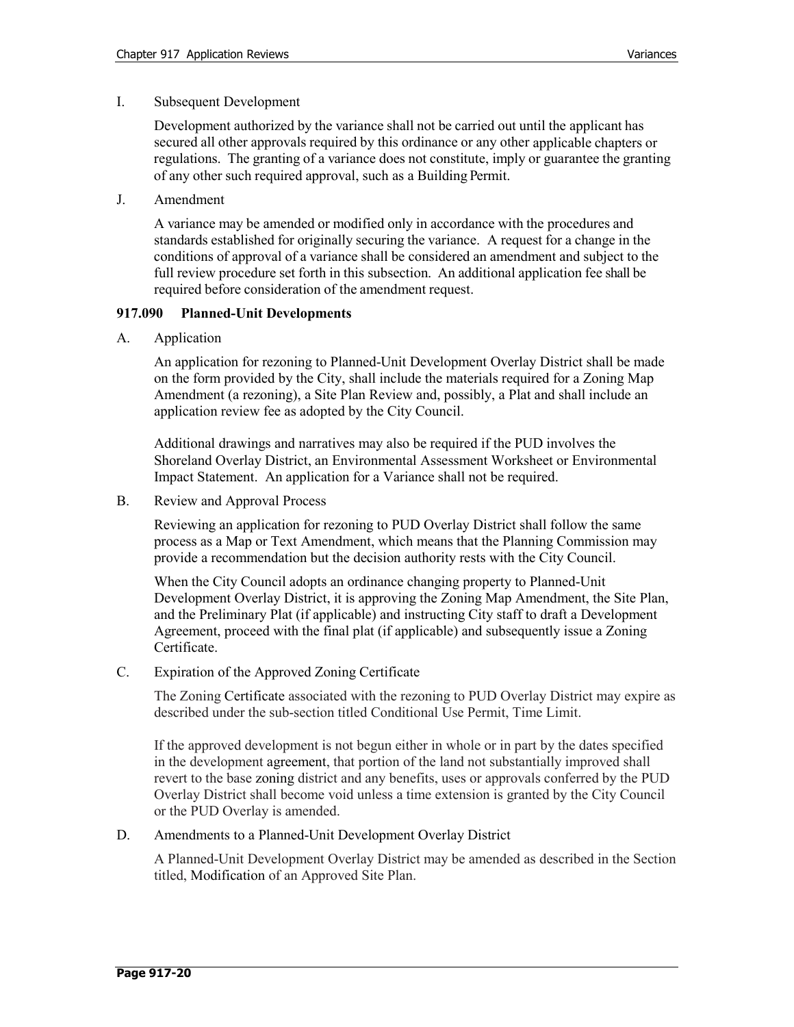I. Subsequent Development

Development authorized by the variance shall not be carried out until the applicant has secured all other approvals required by this ordinance or any other applicable chapters or regulations. The granting of a variance does not constitute, imply or guarantee the granting of any other such required approval, such as a Building Permit.

J. Amendment

A variance may be amended or modified only in accordance with the procedures and standards established for originally securing the variance. A request for a change in the conditions of approval of a variance shall be considered an amendment and subject to the full review procedure set forth in this subsection. An additional application fee shall be required before consideration of the amendment request.

### 917.090 Planned-Unit Developments

A. Application

An application for rezoning to Planned-Unit Development Overlay District shall be made on the form provided by the City, shall include the materials required for a Zoning Map Amendment (a rezoning), a Site Plan Review and, possibly, a Plat and shall include an application review fee as adopted by the City Council.

Additional drawings and narratives may also be required if the PUD involves the Shoreland Overlay District, an Environmental Assessment Worksheet or Environmental Impact Statement. An application for a Variance shall not be required.

B. Review and Approval Process

Reviewing an application for rezoning to PUD Overlay District shall follow the same process as a Map or Text Amendment, which means that the Planning Commission may provide a recommendation but the decision authority rests with the City Council.

When the City Council adopts an ordinance changing property to Planned-Unit Development Overlay District, it is approving the Zoning Map Amendment, the Site Plan, and the Preliminary Plat (if applicable) and instructing City staff to draft a Development Agreement, proceed with the final plat (if applicable) and subsequently issue a Zoning Certificate.

C. Expiration of the Approved Zoning Certificate

The Zoning Certificate associated with the rezoning to PUD Overlay District may expire as described under the sub-section titled Conditional Use Permit, Time Limit.

If the approved development is not begun either in whole or in part by the dates specified in the development agreement, that portion of the land not substantially improved shall revert to the base zoning district and any benefits, uses or approvals conferred by the PUD Overlay District shall become void unless a time extension is granted by the City Council or the PUD Overlay is amended.

D. Amendments to a Planned-Unit Development Overlay District

A Planned-Unit Development Overlay District may be amended as described in the Section titled, Modification of an Approved Site Plan.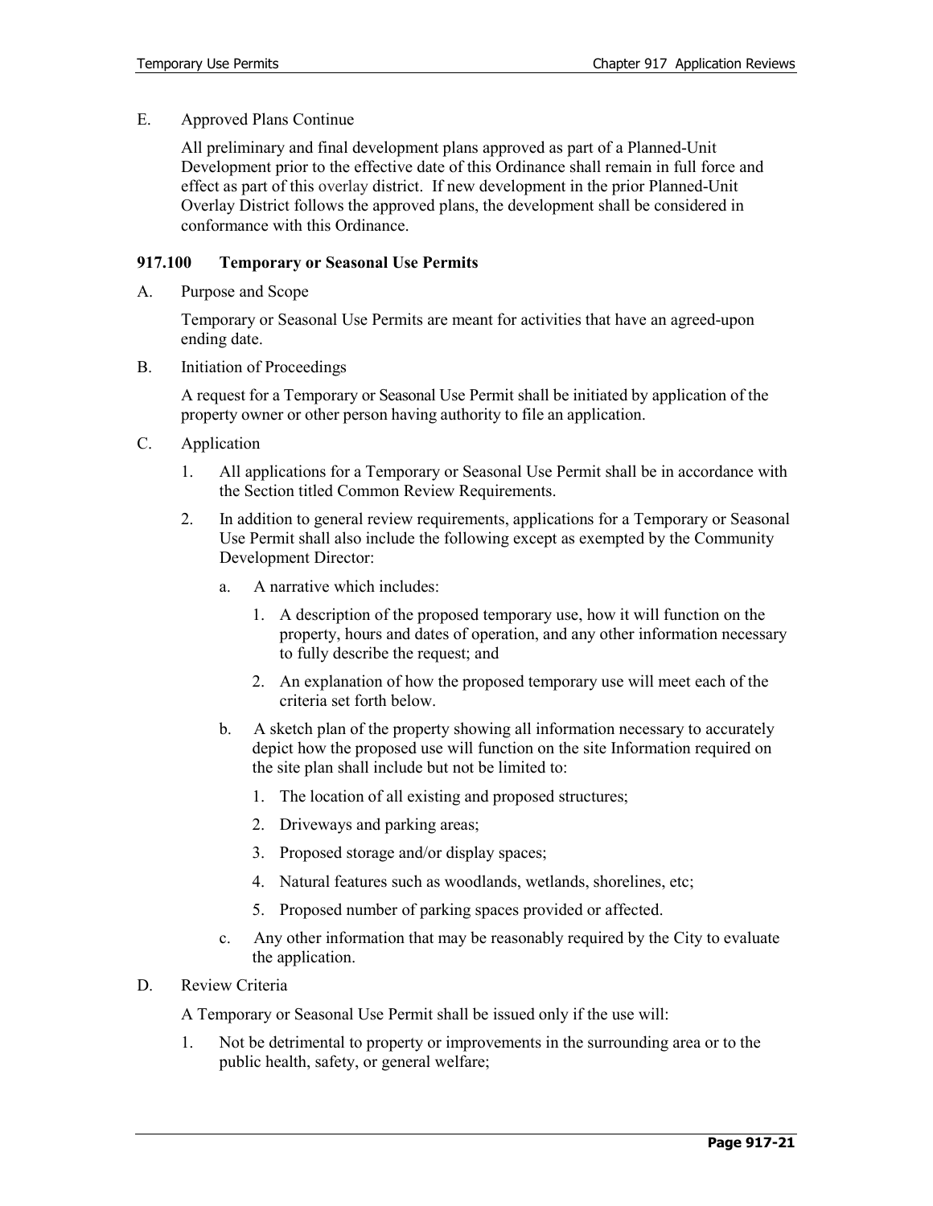E. Approved Plans Continue

All preliminary and final development plans approved as part of a Planned-Unit Development prior to the effective date of this Ordinance shall remain in full force and effect as part of this overlay district. If new development in the prior Planned-Unit Overlay District follows the approved plans, the development shall be considered in conformance with this Ordinance.

## 917.100 Temporary or Seasonal Use Permits

A. Purpose and Scope

Temporary or Seasonal Use Permits are meant for activities that have an agreed-upon ending date.

B. Initiation of Proceedings

A request for a Temporary or Seasonal Use Permit shall be initiated by application of the property owner or other person having authority to file an application.

C. Application

1. All applications for a Temporary or Seasonal Use Permit shall be in accordance with the Section titled Common Review Requirements.

2. In addition to general review requirements, applications for a Temporary or Seasonal Use Permit shall also include the following except as exempted by the Community Development Director:

   a. A narrative which includes:

      1. A description of the proposed temporary use, how it will function on the property, hours and dates of operation, and any other information necessary to fully describe the request; and

      2. An explanation of how the proposed temporary use will meet each of the criteria set forth below.

   b. A sketch plan of the property showing all information necessary to accurately depict how the proposed use will function on the site Information required on the site plan shall include but not be limited to:

      1. The location of all existing and proposed structures;

      2. Driveways and parking areas;

      3. Proposed storage and/or display spaces;

      4. Natural features such as woodlands, wetlands, shorelines, etc;

      5. Proposed number of parking spaces provided or affected.

   c. Any other information that may be reasonably required by the City to evaluate the application.

D. Review Criteria

A Temporary or Seasonal Use Permit shall be issued only if the use will:

1. Not be detrimental to property or improvements in the surrounding area or to the public health, safety, or general welfare;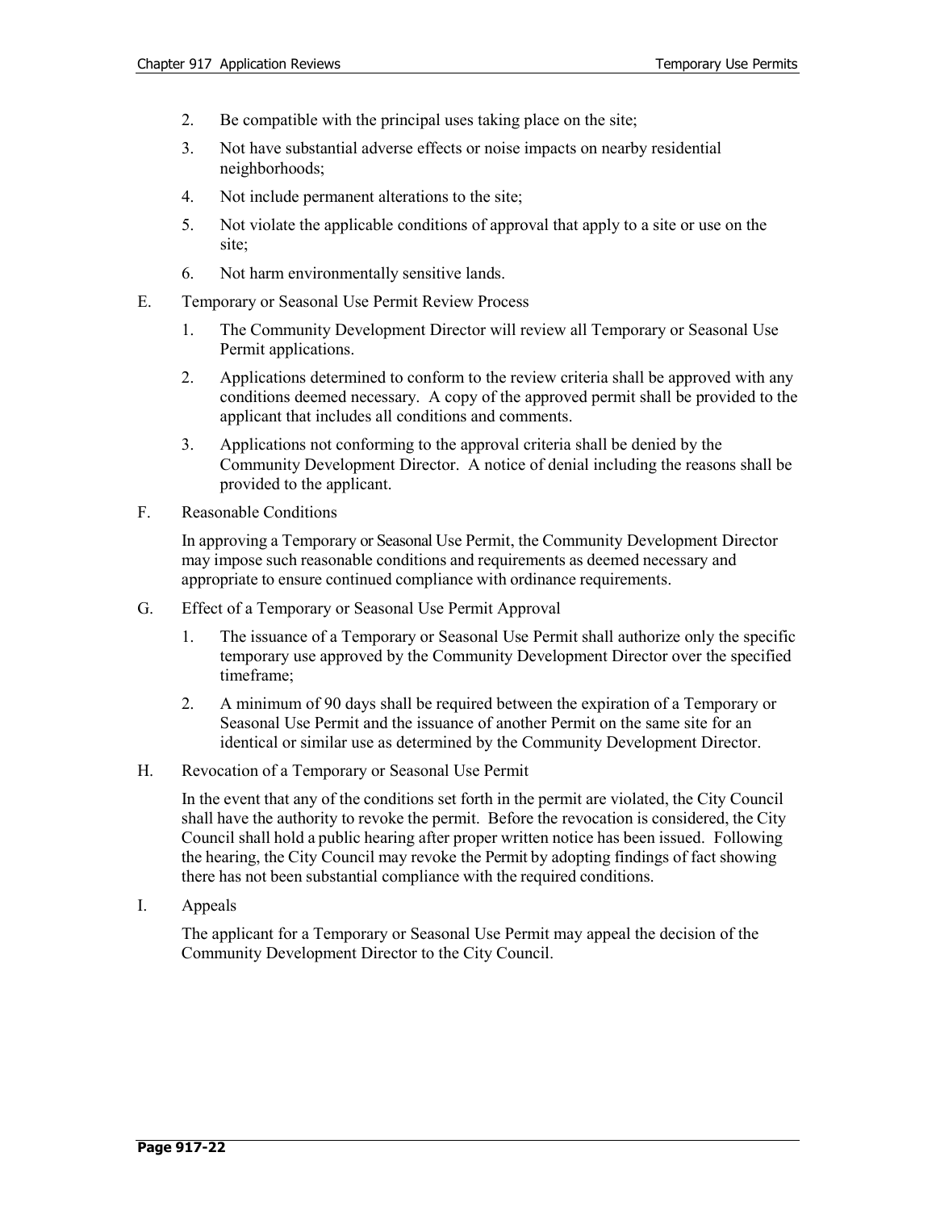2. Be compatible with the principal uses taking place on the site;
3. Not have substantial adverse effects or noise impacts on nearby residential neighborhoods;
4. Not include permanent alterations to the site;
5. Not violate the applicable conditions of approval that apply to a site or use on the site;
6. Not harm environmentally sensitive lands.

E. Temporary or Seasonal Use Permit Review Process

1. The Community Development Director will review all Temporary or Seasonal Use Permit applications.
2. Applications determined to conform to the review criteria shall be approved with any conditions deemed necessary. A copy of the approved permit shall be provided to the applicant that includes all conditions and comments.
3. Applications not conforming to the approval criteria shall be denied by the Community Development Director. A notice of denial including the reasons shall be provided to the applicant.

F. Reasonable Conditions

In approving a Temporary or Seasonal Use Permit, the Community Development Director may impose such reasonable conditions and requirements as deemed necessary and appropriate to ensure continued compliance with ordinance requirements.

G. Effect of a Temporary or Seasonal Use Permit Approval

1. The issuance of a Temporary or Seasonal Use Permit shall authorize only the specific temporary use approved by the Community Development Director over the specified timeframe;
2. A minimum of 90 days shall be required between the expiration of a Temporary or Seasonal Use Permit and the issuance of another Permit on the same site for an identical or similar use as determined by the Community Development Director.

H. Revocation of a Temporary or Seasonal Use Permit

In the event that any of the conditions set forth in the permit are violated, the City Council shall have the authority to revoke the permit. Before the revocation is considered, the City Council shall hold a public hearing after proper written notice has been issued. Following the hearing, the City Council may revoke the Permit by adopting findings of fact showing there has not been substantial compliance with the required conditions.

I. Appeals

The applicant for a Temporary or Seasonal Use Permit may appeal the decision of the Community Development Director to the City Council.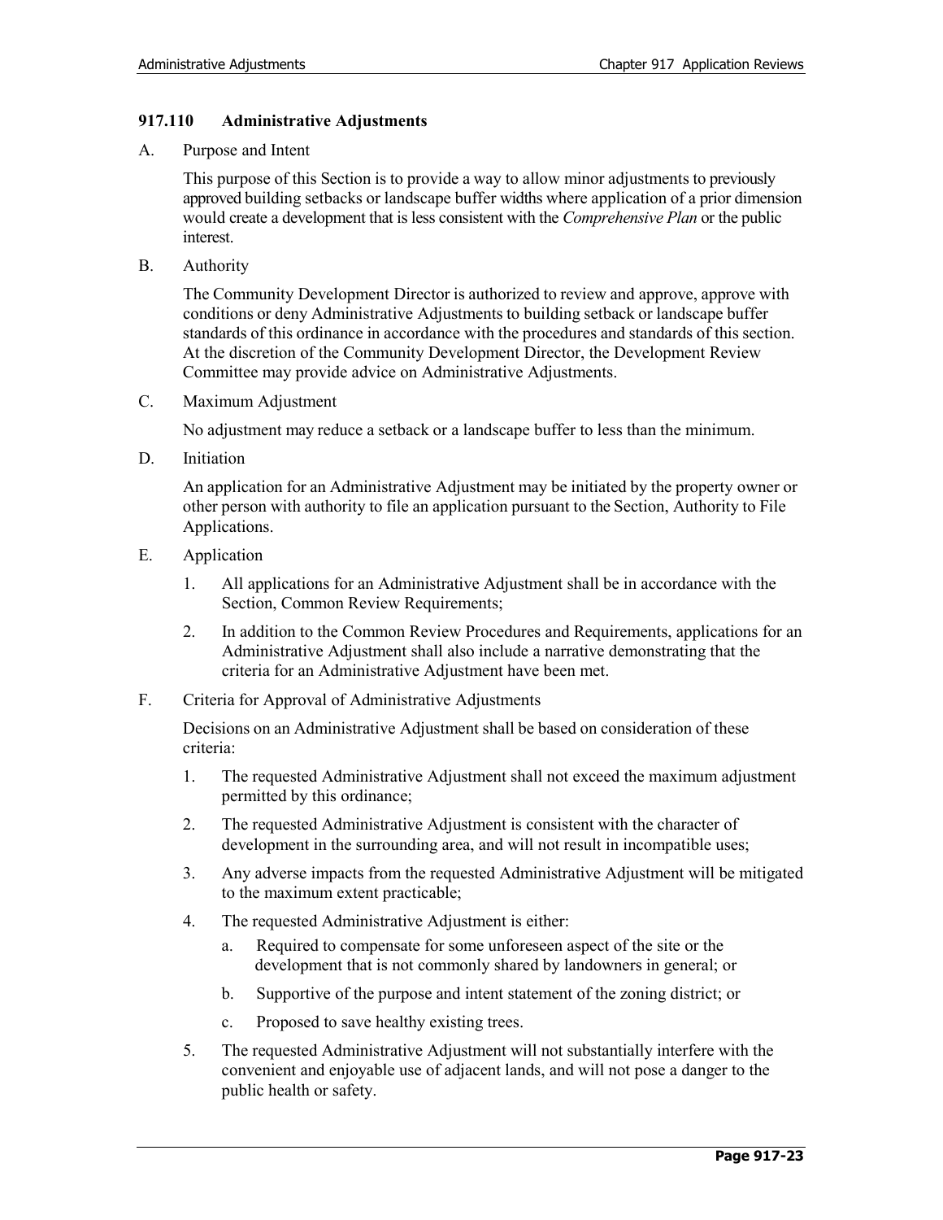## 917.110 Administrative Adjustments

A. Purpose and Intent

This purpose of this Section is to provide a way to allow minor adjustments to previously approved building setbacks or landscape buffer widths where application of a prior dimension would create a development that is less consistent with the *Comprehensive Plan* or the public interest.

B. Authority

The Community Development Director is authorized to review and approve, approve with conditions or deny Administrative Adjustments to building setback or landscape buffer standards of this ordinance in accordance with the procedures and standards of this section. At the discretion of the Community Development Director, the Development Review Committee may provide advice on Administrative Adjustments.

C. Maximum Adjustment

No adjustment may reduce a setback or a landscape buffer to less than the minimum.

D. Initiation

An application for an Administrative Adjustment may be initiated by the property owner or other person with authority to file an application pursuant to the Section, Authority to File Applications.

E. Application

1. All applications for an Administrative Adjustment shall be in accordance with the Section, Common Review Requirements;
2. In addition to the Common Review Procedures and Requirements, applications for an Administrative Adjustment shall also include a narrative demonstrating that the criteria for an Administrative Adjustment have been met.

F. Criteria for Approval of Administrative Adjustments

Decisions on an Administrative Adjustment shall be based on consideration of these criteria:

1. The requested Administrative Adjustment shall not exceed the maximum adjustment permitted by this ordinance;
2. The requested Administrative Adjustment is consistent with the character of development in the surrounding area, and will not result in incompatible uses;
3. Any adverse impacts from the requested Administrative Adjustment will be mitigated to the maximum extent practicable;
4. The requested Administrative Adjustment is either:
   a. Required to compensate for some unforeseen aspect of the site or the development that is not commonly shared by landowners in general; or
   b. Supportive of the purpose and intent statement of the zoning district; or
   c. Proposed to save healthy existing trees.
5. The requested Administrative Adjustment will not substantially interfere with the convenient and enjoyable use of adjacent lands, and will not pose a danger to the public health or safety.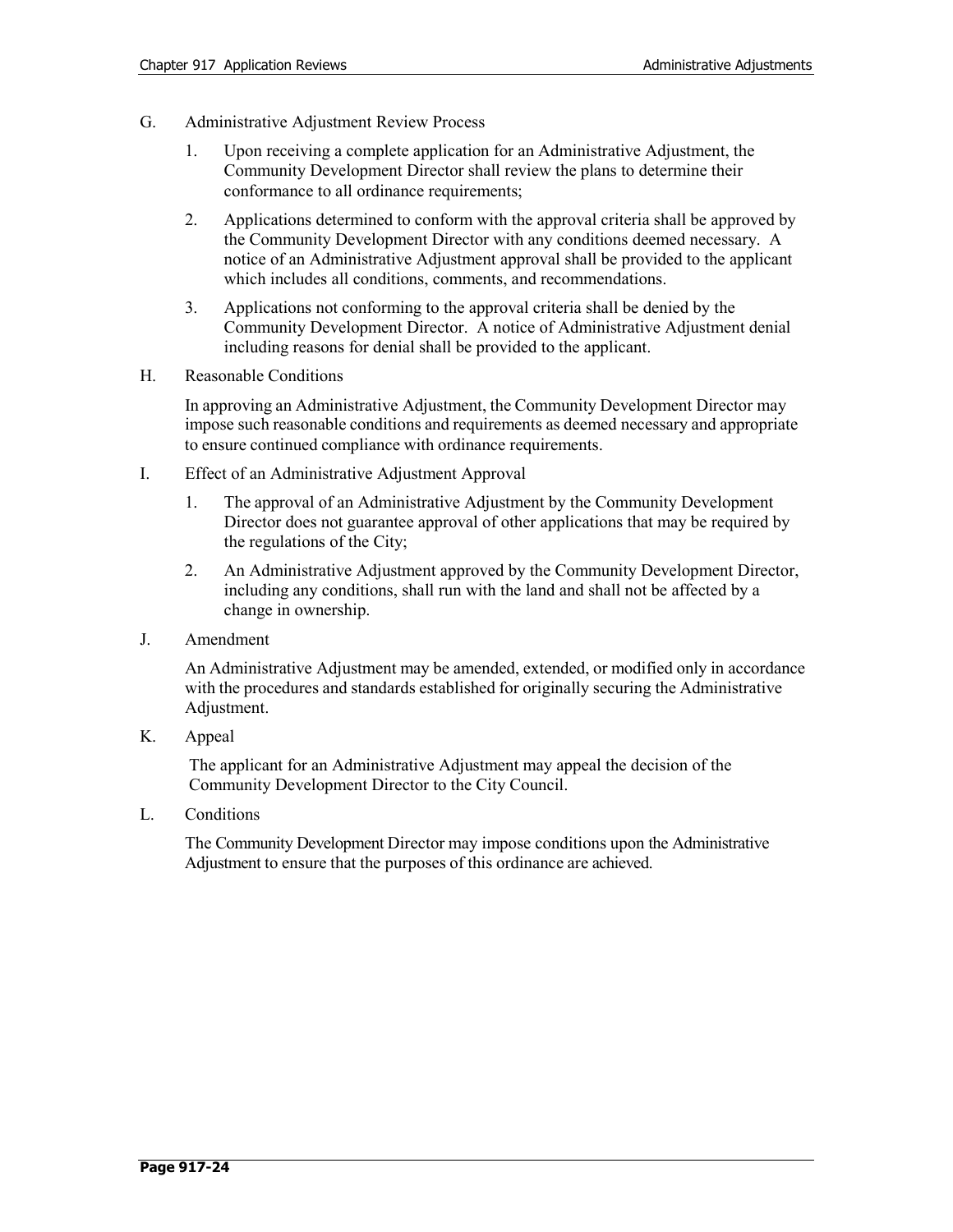G. Administrative Adjustment Review Process

1. Upon receiving a complete application for an Administrative Adjustment, the Community Development Director shall review the plans to determine their conformance to all ordinance requirements;

2. Applications determined to conform with the approval criteria shall be approved by the Community Development Director with any conditions deemed necessary. A notice of an Administrative Adjustment approval shall be provided to the applicant which includes all conditions, comments, and recommendations.

3. Applications not conforming to the approval criteria shall be denied by the Community Development Director. A notice of Administrative Adjustment denial including reasons for denial shall be provided to the applicant.

H. Reasonable Conditions

In approving an Administrative Adjustment, the Community Development Director may impose such reasonable conditions and requirements as deemed necessary and appropriate to ensure continued compliance with ordinance requirements.

I. Effect of an Administrative Adjustment Approval

1. The approval of an Administrative Adjustment by the Community Development Director does not guarantee approval of other applications that may be required by the regulations of the City;

2. An Administrative Adjustment approved by the Community Development Director, including any conditions, shall run with the land and shall not be affected by a change in ownership.

J. Amendment

An Administrative Adjustment may be amended, extended, or modified only in accordance with the procedures and standards established for originally securing the Administrative Adjustment.

K. Appeal

The applicant for an Administrative Adjustment may appeal the decision of the Community Development Director to the City Council.

L. Conditions

The Community Development Director may impose conditions upon the Administrative Adjustment to ensure that the purposes of this ordinance are achieved.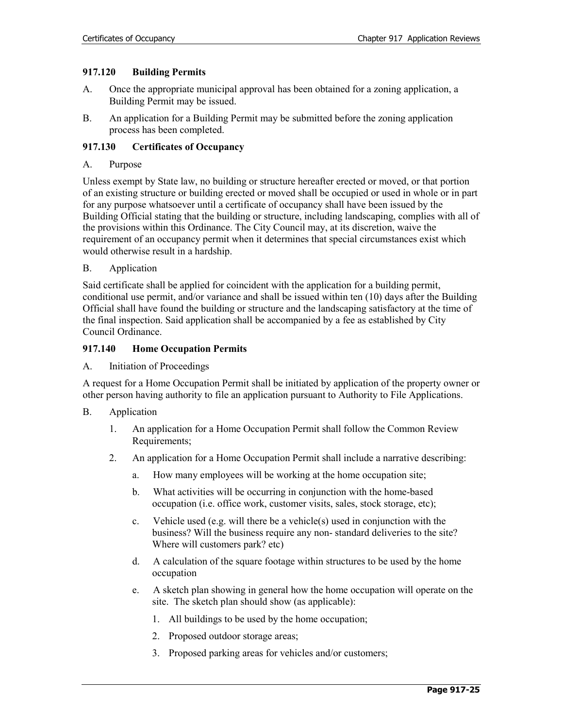### 917.120 Building Permits

A. Once the appropriate municipal approval has been obtained for a zoning application, a Building Permit may be issued.

B. An application for a Building Permit may be submitted before the zoning application process has been completed.

### 917.130 Certificates of Occupancy

A. Purpose

Unless exempt by State law, no building or structure hereafter erected or moved, or that portion of an existing structure or building erected or moved shall be occupied or used in whole or in part for any purpose whatsoever until a certificate of occupancy shall have been issued by the Building Official stating that the building or structure, including landscaping, complies with all of the provisions within this Ordinance. The City Council may, at its discretion, waive the requirement of an occupancy permit when it determines that special circumstances exist which would otherwise result in a hardship.

B. Application

Said certificate shall be applied for coincident with the application for a building permit, conditional use permit, and/or variance and shall be issued within ten (10) days after the Building Official shall have found the building or structure and the landscaping satisfactory at the time of the final inspection. Said application shall be accompanied by a fee as established by City Council Ordinance.

### 917.140 Home Occupation Permits

A. Initiation of Proceedings

A request for a Home Occupation Permit shall be initiated by application of the property owner or other person having authority to file an application pursuant to Authority to File Applications.

B. Application

1. An application for a Home Occupation Permit shall follow the Common Review Requirements;
2. An application for a Home Occupation Permit shall include a narrative describing:
   a. How many employees will be working at the home occupation site;
   b. What activities will be occurring in conjunction with the home-based occupation (i.e. office work, customer visits, sales, stock storage, etc);
   c. Vehicle used (e.g. will there be a vehicle(s) used in conjunction with the business? Will the business require any non- standard deliveries to the site? Where will customers park? etc)
   d. A calculation of the square footage within structures to be used by the home occupation
   e. A sketch plan showing in general how the home occupation will operate on the site. The sketch plan should show (as applicable):
      1. All buildings to be used by the home occupation;
      2. Proposed outdoor storage areas;
      3. Proposed parking areas for vehicles and/or customers;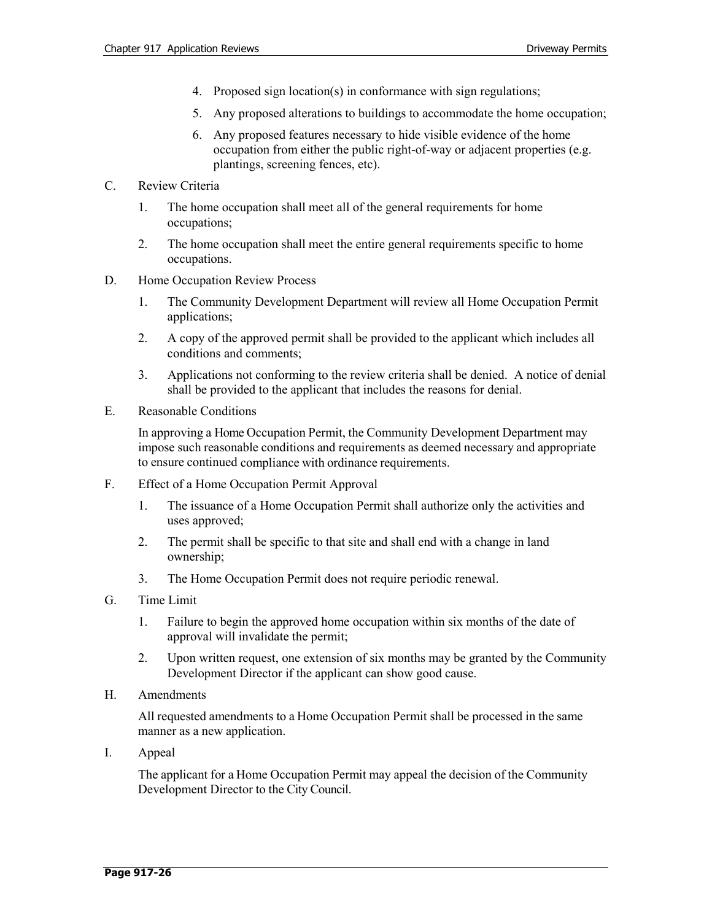4. Proposed sign location(s) in conformance with sign regulations;
5. Any proposed alterations to buildings to accommodate the home occupation;
6. Any proposed features necessary to hide visible evidence of the home occupation from either the public right-of-way or adjacent properties (e.g. plantings, screening fences, etc).

C. Review Criteria

1. The home occupation shall meet all of the general requirements for home occupations;
2. The home occupation shall meet the entire general requirements specific to home occupations.

D. Home Occupation Review Process

1. The Community Development Department will review all Home Occupation Permit applications;
2. A copy of the approved permit shall be provided to the applicant which includes all conditions and comments;
3. Applications not conforming to the review criteria shall be denied. A notice of denial shall be provided to the applicant that includes the reasons for denial.

E. Reasonable Conditions

In approving a Home Occupation Permit, the Community Development Department may impose such reasonable conditions and requirements as deemed necessary and appropriate to ensure continued compliance with ordinance requirements.

F. Effect of a Home Occupation Permit Approval

1. The issuance of a Home Occupation Permit shall authorize only the activities and uses approved;
2. The permit shall be specific to that site and shall end with a change in land ownership;
3. The Home Occupation Permit does not require periodic renewal.

G. Time Limit

1. Failure to begin the approved home occupation within six months of the date of approval will invalidate the permit;
2. Upon written request, one extension of six months may be granted by the Community Development Director if the applicant can show good cause.

H. Amendments

All requested amendments to a Home Occupation Permit shall be processed in the same manner as a new application.

I. Appeal

The applicant for a Home Occupation Permit may appeal the decision of the Community Development Director to the City Council.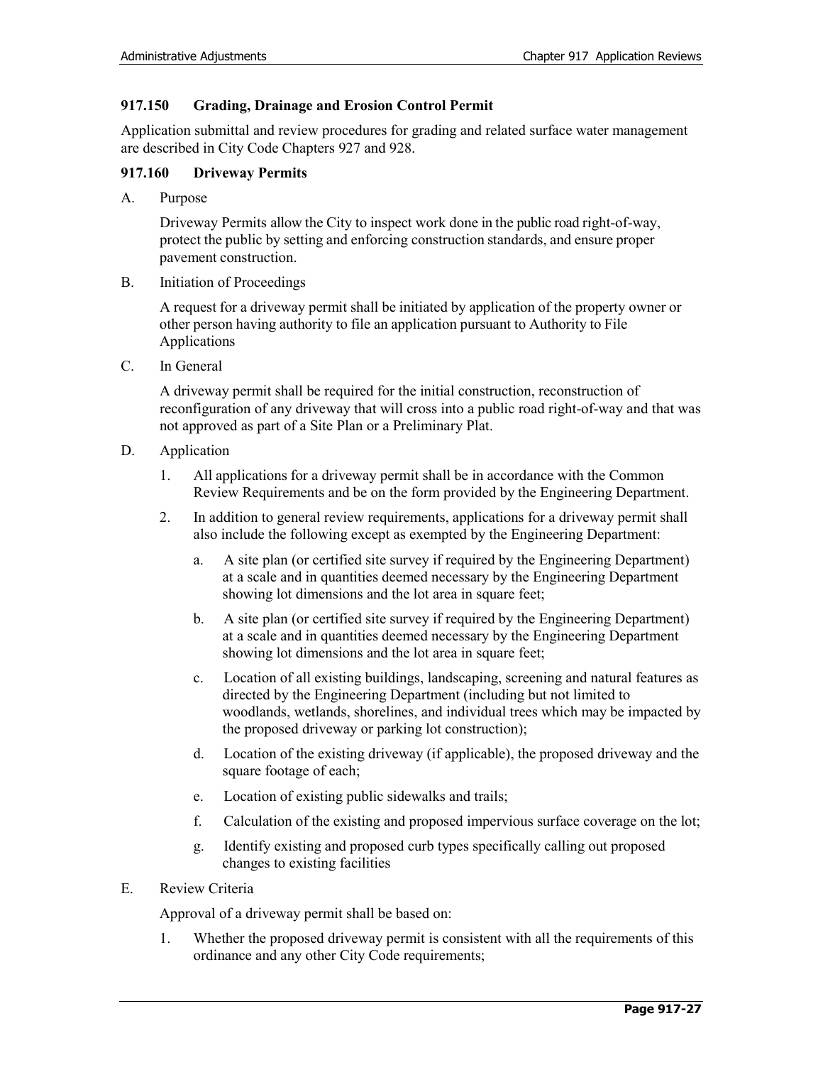### 917.150 Grading, Drainage and Erosion Control Permit

Application submittal and review procedures for grading and related surface water management are described in City Code Chapters 927 and 928.

### 917.160 Driveway Permits

A. Purpose

Driveway Permits allow the City to inspect work done in the public road right-of-way, protect the public by setting and enforcing construction standards, and ensure proper pavement construction.

B. Initiation of Proceedings

A request for a driveway permit shall be initiated by application of the property owner or other person having authority to file an application pursuant to Authority to File Applications

C. In General

A driveway permit shall be required for the initial construction, reconstruction of reconfiguration of any driveway that will cross into a public road right-of-way and that was not approved as part of a Site Plan or a Preliminary Plat.

D. Application

1. All applications for a driveway permit shall be in accordance with the Common Review Requirements and be on the form provided by the Engineering Department.
2. In addition to general review requirements, applications for a driveway permit shall also include the following except as exempted by the Engineering Department:
   a. A site plan (or certified site survey if required by the Engineering Department) at a scale and in quantities deemed necessary by the Engineering Department showing lot dimensions and the lot area in square feet;
   b. A site plan (or certified site survey if required by the Engineering Department) at a scale and in quantities deemed necessary by the Engineering Department showing lot dimensions and the lot area in square feet;
   c. Location of all existing buildings, landscaping, screening and natural features as directed by the Engineering Department (including but not limited to woodlands, wetlands, shorelines, and individual trees which may be impacted by the proposed driveway or parking lot construction);
   d. Location of the existing driveway (if applicable), the proposed driveway and the square footage of each;
   e. Location of existing public sidewalks and trails;
   f. Calculation of the existing and proposed impervious surface coverage on the lot;
   g. Identify existing and proposed curb types specifically calling out proposed changes to existing facilities

E. Review Criteria

Approval of a driveway permit shall be based on:

1. Whether the proposed driveway permit is consistent with all the requirements of this ordinance and any other City Code requirements;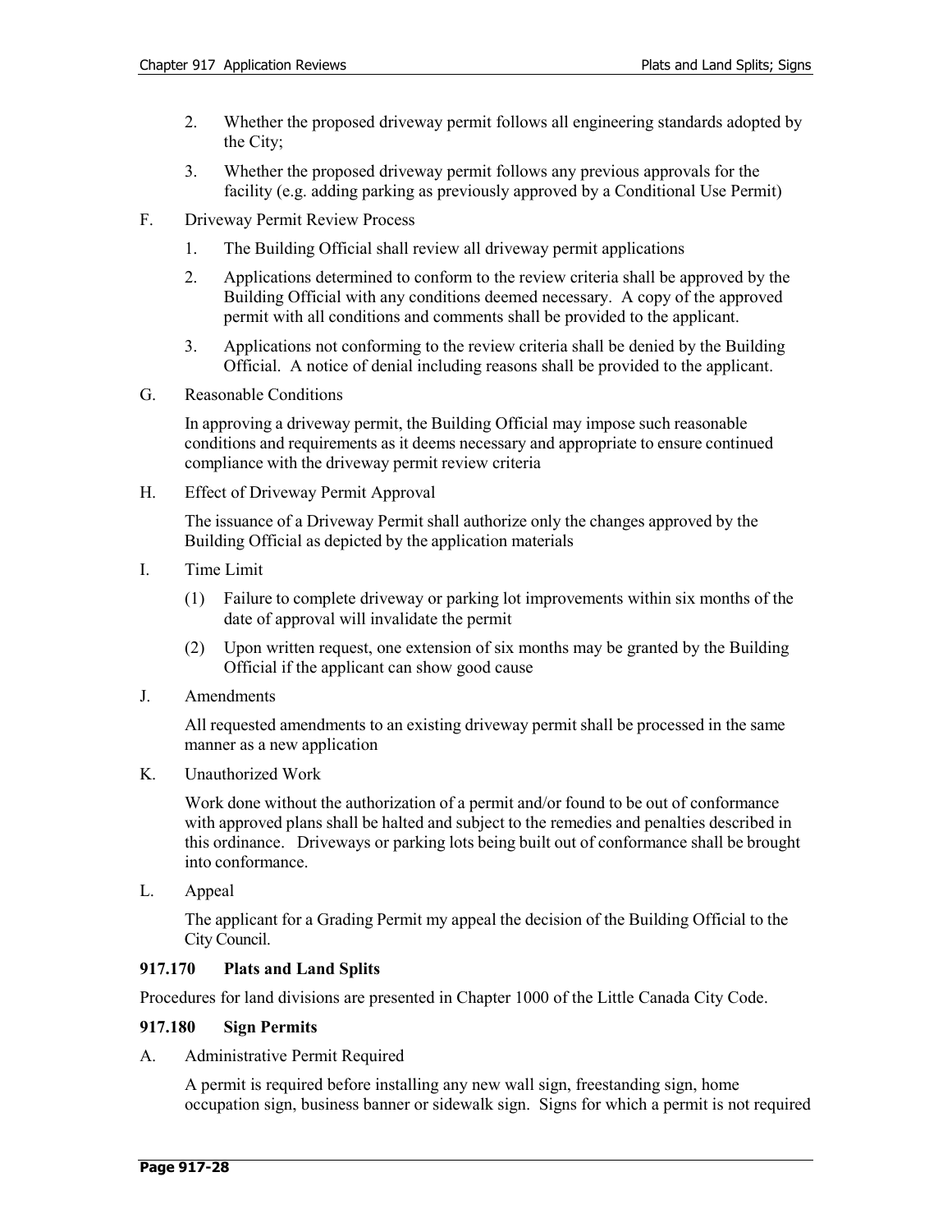2. Whether the proposed driveway permit follows all engineering standards adopted by the City;

3. Whether the proposed driveway permit follows any previous approvals for the facility (e.g. adding parking as previously approved by a Conditional Use Permit)

F. Driveway Permit Review Process

1. The Building Official shall review all driveway permit applications

2. Applications determined to conform to the review criteria shall be approved by the Building Official with any conditions deemed necessary. A copy of the approved permit with all conditions and comments shall be provided to the applicant.

3. Applications not conforming to the review criteria shall be denied by the Building Official. A notice of denial including reasons shall be provided to the applicant.

G. Reasonable Conditions

In approving a driveway permit, the Building Official may impose such reasonable conditions and requirements as it deems necessary and appropriate to ensure continued compliance with the driveway permit review criteria

H. Effect of Driveway Permit Approval

The issuance of a Driveway Permit shall authorize only the changes approved by the Building Official as depicted by the application materials

I. Time Limit

(1) Failure to complete driveway or parking lot improvements within six months of the date of approval will invalidate the permit

(2) Upon written request, one extension of six months may be granted by the Building Official if the applicant can show good cause

J. Amendments

All requested amendments to an existing driveway permit shall be processed in the same manner as a new application

K. Unauthorized Work

Work done without the authorization of a permit and/or found to be out of conformance with approved plans shall be halted and subject to the remedies and penalties described in this ordinance. Driveways or parking lots being built out of conformance shall be brought into conformance.

L. Appeal

The applicant for a Grading Permit my appeal the decision of the Building Official to the City Council.

### 917.170 Plats and Land Splits

Procedures for land divisions are presented in Chapter 1000 of the Little Canada City Code.

### 917.180 Sign Permits

A. Administrative Permit Required

A permit is required before installing any new wall sign, freestanding sign, home occupation sign, business banner or sidewalk sign. Signs for which a permit is not required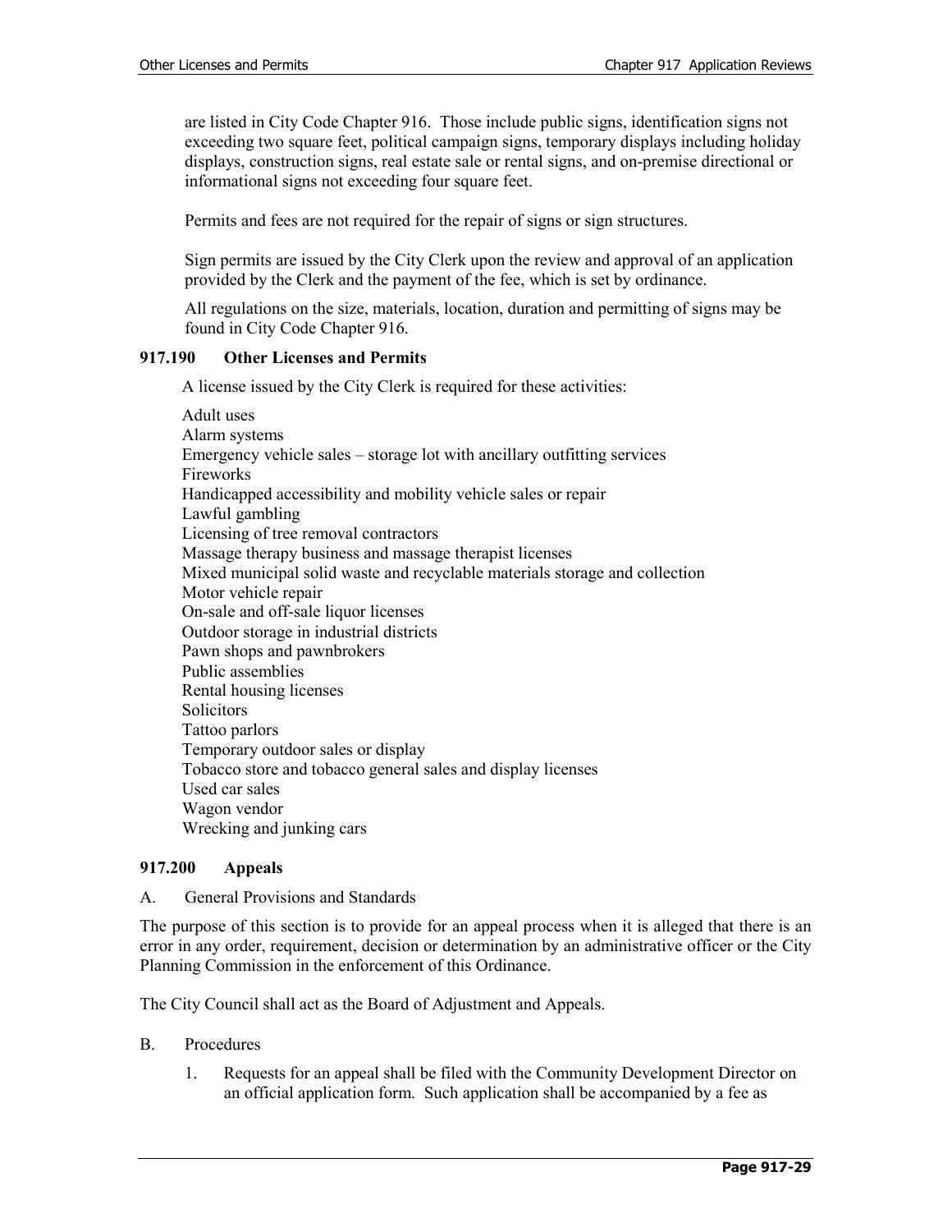are listed in City Code Chapter 916. Those include public signs, identification signs not exceeding two square feet, political campaign signs, temporary displays including holiday displays, construction signs, real estate sale or rental signs, and on-premise directional or informational signs not exceeding four square feet.

Permits and fees are not required for the repair of signs or sign structures.

Sign permits are issued by the City Clerk upon the review and approval of an application provided by the Clerk and the payment of the fee, which is set by ordinance.

All regulations on the size, materials, location, duration and permitting of signs may be found in City Code Chapter 916.

### 917.190 Other Licenses and Permits

A license issued by the City Clerk is required for these activities:

- Adult uses
- Alarm systems
- Emergency vehicle sales – storage lot with ancillary outfitting services
- Fireworks
- Handicapped accessibility and mobility vehicle sales or repair
- Lawful gambling
- Licensing of tree removal contractors
- Massage therapy business and massage therapist licenses
- Mixed municipal solid waste and recyclable materials storage and collection
- Motor vehicle repair
- On-sale and off-sale liquor licenses
- Outdoor storage in industrial districts
- Pawn shops and pawnbrokers
- Public assemblies
- Rental housing licenses
- Solicitors
- Tattoo parlors
- Temporary outdoor sales or display
- Tobacco store and tobacco general sales and display licenses
- Used car sales
- Wagon vendor
- Wrecking and junking cars

### 917.200 Appeals

A. General Provisions and Standards

The purpose of this section is to provide for an appeal process when it is alleged that there is an error in any order, requirement, decision or determination by an administrative officer or the City Planning Commission in the enforcement of this Ordinance.

The City Council shall act as the Board of Adjustment and Appeals.

B. Procedures

1. Requests for an appeal shall be filed with the Community Development Director on an official application form. Such application shall be accompanied by a fee as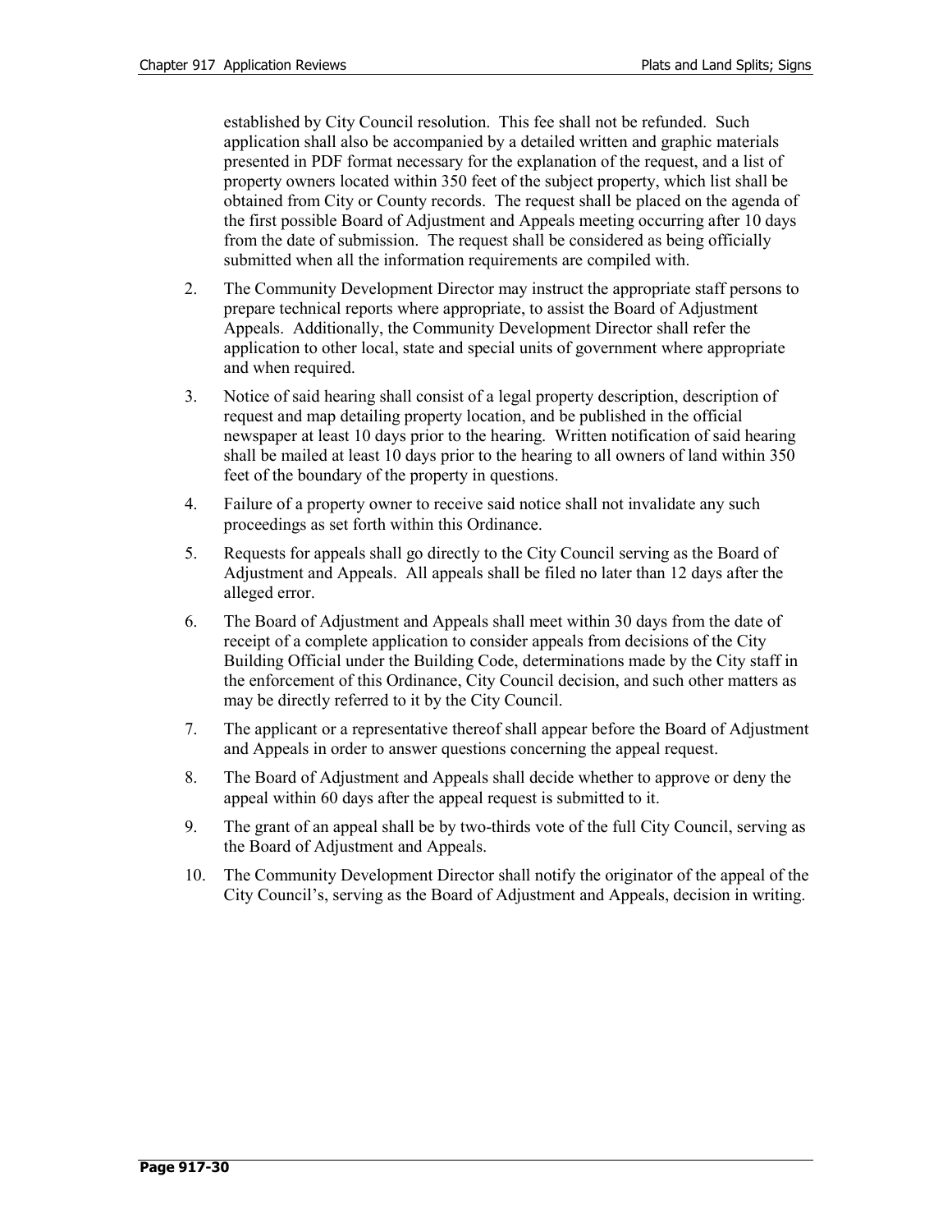established by City Council resolution. This fee shall not be refunded. Such application shall also be accompanied by a detailed written and graphic materials presented in PDF format necessary for the explanation of the request, and a list of property owners located within 350 feet of the subject property, which list shall be obtained from City or County records. The request shall be placed on the agenda of the first possible Board of Adjustment and Appeals meeting occurring after 10 days from the date of submission. The request shall be considered as being officially submitted when all the information requirements are compiled with.

2. The Community Development Director may instruct the appropriate staff persons to prepare technical reports where appropriate, to assist the Board of Adjustment Appeals. Additionally, the Community Development Director shall refer the application to other local, state and special units of government where appropriate and when required.

3. Notice of said hearing shall consist of a legal property description, description of request and map detailing property location, and be published in the official newspaper at least 10 days prior to the hearing. Written notification of said hearing shall be mailed at least 10 days prior to the hearing to all owners of land within 350 feet of the boundary of the property in questions.

4. Failure of a property owner to receive said notice shall not invalidate any such proceedings as set forth within this Ordinance.

5. Requests for appeals shall go directly to the City Council serving as the Board of Adjustment and Appeals. All appeals shall be filed no later than 12 days after the alleged error.

6. The Board of Adjustment and Appeals shall meet within 30 days from the date of receipt of a complete application to consider appeals from decisions of the City Building Official under the Building Code, determinations made by the City staff in the enforcement of this Ordinance, City Council decision, and such other matters as may be directly referred to it by the City Council.

7. The applicant or a representative thereof shall appear before the Board of Adjustment and Appeals in order to answer questions concerning the appeal request.

8. The Board of Adjustment and Appeals shall decide whether to approve or deny the appeal within 60 days after the appeal request is submitted to it.

9. The grant of an appeal shall be by two-thirds vote of the full City Council, serving as the Board of Adjustment and Appeals.

10. The Community Development Director shall notify the originator of the appeal of the City Council's, serving as the Board of Adjustment and Appeals, decision in writing.